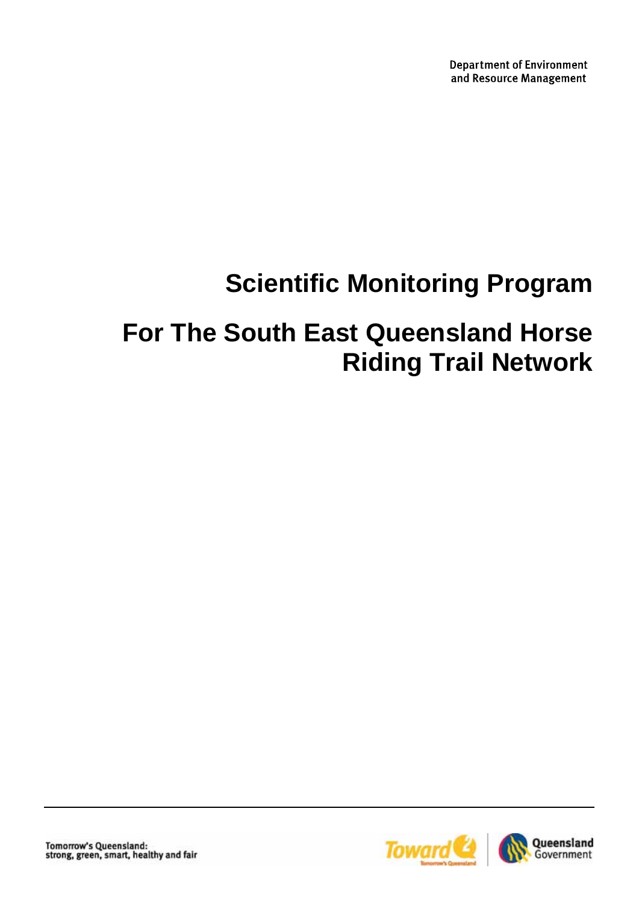Department of Environment
and Resource Management

# Scientific Monitoring Program

# For The South East Queensland Horse Riding Trail Network

Tomorrow's Queensland:
strong, green, smart, healthy and fair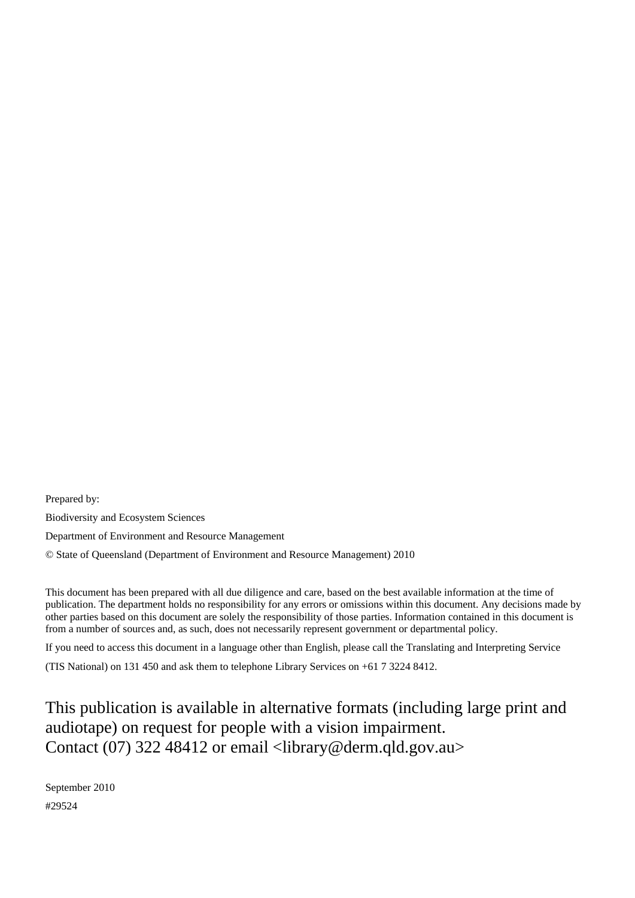Prepared by:

Biodiversity and Ecosystem Sciences

Department of Environment and Resource Management

© State of Queensland (Department of Environment and Resource Management) 2010

This document has been prepared with all due diligence and care, based on the best available information at the time of publication. The department holds no responsibility for any errors or omissions within this document. Any decisions made by other parties based on this document are solely the responsibility of those parties. Information contained in this document is from a number of sources and, as such, does not necessarily represent government or departmental policy.

If you need to access this document in a language other than English, please call the Translating and Interpreting Service

(TIS National) on 131 450 and ask them to telephone Library Services on +61 7 3224 8412.

This publication is available in alternative formats (including large print and audiotape) on request for people with a vision impairment.
Contact (07) 322 48412 or email <library@derm.qld.gov.au>

September 2010

#29524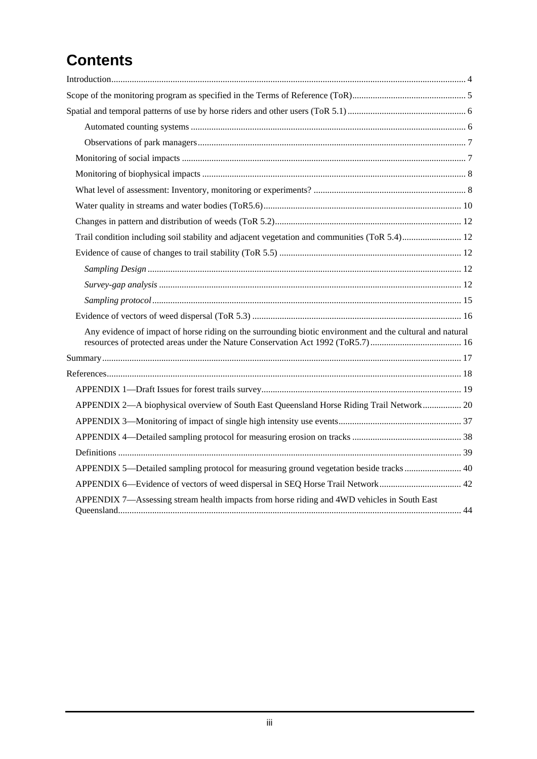# Contents

Introduction .......... 4

Scope of the monitoring program as specified in the Terms of Reference (ToR) .......... 5

Spatial and temporal patterns of use by horse riders and other users (ToR 5.1) .......... 6

- Automated counting systems .......... 6
- Observations of park managers .......... 7

Monitoring of social impacts .......... 7

Monitoring of biophysical impacts .......... 8

What level of assessment: Inventory, monitoring or experiments? .......... 8

Water quality in streams and water bodies (ToR5.6) .......... 10

Changes in pattern and distribution of weeds (ToR 5.2) .......... 12

Trail condition including soil stability and adjacent vegetation and communities (ToR 5.4) .......... 12

Evidence of cause of changes to trail stability (ToR 5.5) .......... 12

- *Sampling Design* .......... 12
- *Survey-gap analysis* .......... 12
- *Sampling protocol* .......... 15

Evidence of vectors of weed dispersal (ToR 5.3) .......... 16

- Any evidence of impact of horse riding on the surrounding biotic environment and the cultural and natural resources of protected areas under the Nature Conservation Act 1992 (ToR5.7) .......... 16

Summary .......... 17

References .......... 18

APPENDIX 1—Draft Issues for forest trails survey .......... 19

APPENDIX 2—A biophysical overview of South East Queensland Horse Riding Trail Network .......... 20

APPENDIX 3—Monitoring of impact of single high intensity use events .......... 37

APPENDIX 4—Detailed sampling protocol for measuring erosion on tracks .......... 38

Definitions .......... 39

APPENDIX 5—Detailed sampling protocol for measuring ground vegetation beside tracks .......... 40

APPENDIX 6—Evidence of vectors of weed dispersal in SEQ Horse Trail Network .......... 42

APPENDIX 7—Assessing stream health impacts from horse riding and 4WD vehicles in South East Queensland .......... 44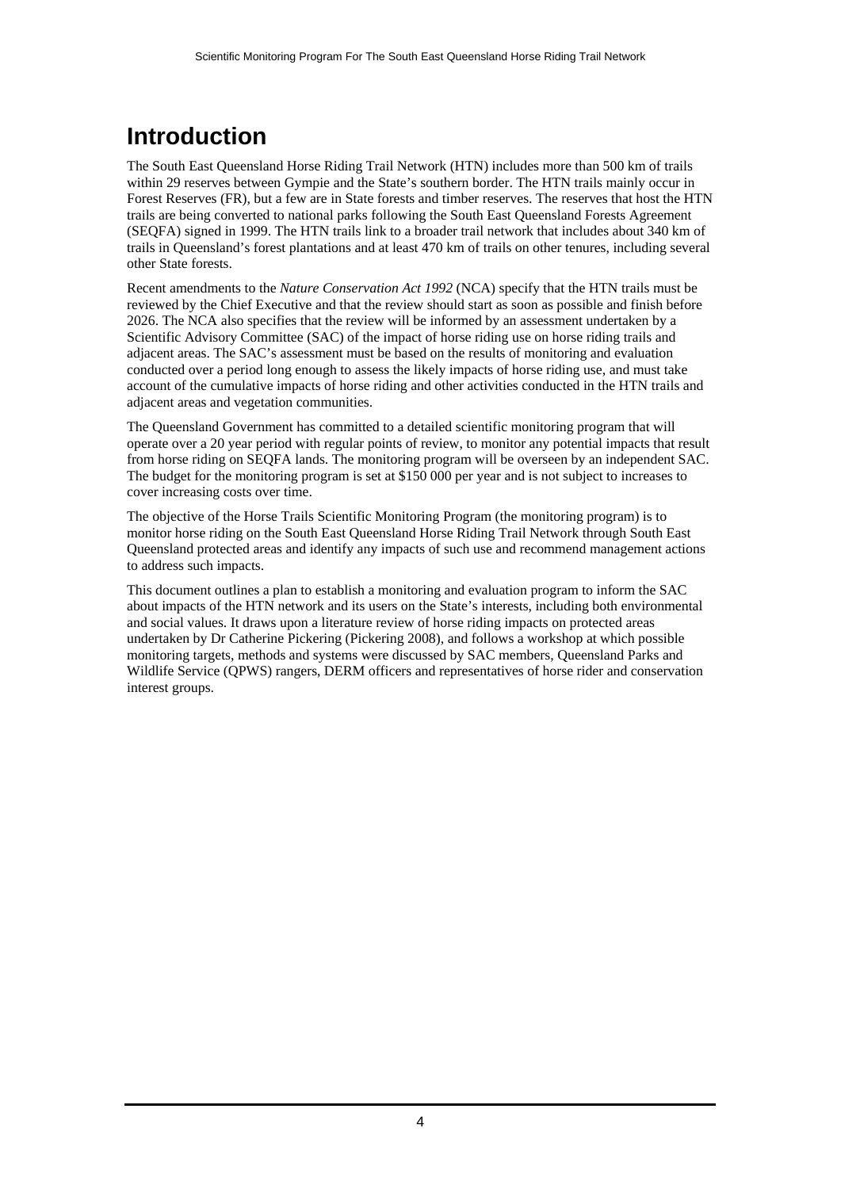# Introduction

The South East Queensland Horse Riding Trail Network (HTN) includes more than 500 km of trails within 29 reserves between Gympie and the State's southern border. The HTN trails mainly occur in Forest Reserves (FR), but a few are in State forests and timber reserves. The reserves that host the HTN trails are being converted to national parks following the South East Queensland Forests Agreement (SEQFA) signed in 1999. The HTN trails link to a broader trail network that includes about 340 km of trails in Queensland's forest plantations and at least 470 km of trails on other tenures, including several other State forests.

Recent amendments to the *Nature Conservation Act 1992* (NCA) specify that the HTN trails must be reviewed by the Chief Executive and that the review should start as soon as possible and finish before 2026. The NCA also specifies that the review will be informed by an assessment undertaken by a Scientific Advisory Committee (SAC) of the impact of horse riding use on horse riding trails and adjacent areas. The SAC's assessment must be based on the results of monitoring and evaluation conducted over a period long enough to assess the likely impacts of horse riding use, and must take account of the cumulative impacts of horse riding and other activities conducted in the HTN trails and adjacent areas and vegetation communities.

The Queensland Government has committed to a detailed scientific monitoring program that will operate over a 20 year period with regular points of review, to monitor any potential impacts that result from horse riding on SEQFA lands. The monitoring program will be overseen by an independent SAC. The budget for the monitoring program is set at $150 000 per year and is not subject to increases to cover increasing costs over time.

The objective of the Horse Trails Scientific Monitoring Program (the monitoring program) is to monitor horse riding on the South East Queensland Horse Riding Trail Network through South East Queensland protected areas and identify any impacts of such use and recommend management actions to address such impacts.

This document outlines a plan to establish a monitoring and evaluation program to inform the SAC about impacts of the HTN network and its users on the State's interests, including both environmental and social values. It draws upon a literature review of horse riding impacts on protected areas undertaken by Dr Catherine Pickering (Pickering 2008), and follows a workshop at which possible monitoring targets, methods and systems were discussed by SAC members, Queensland Parks and Wildlife Service (QPWS) rangers, DERM officers and representatives of horse rider and conservation interest groups.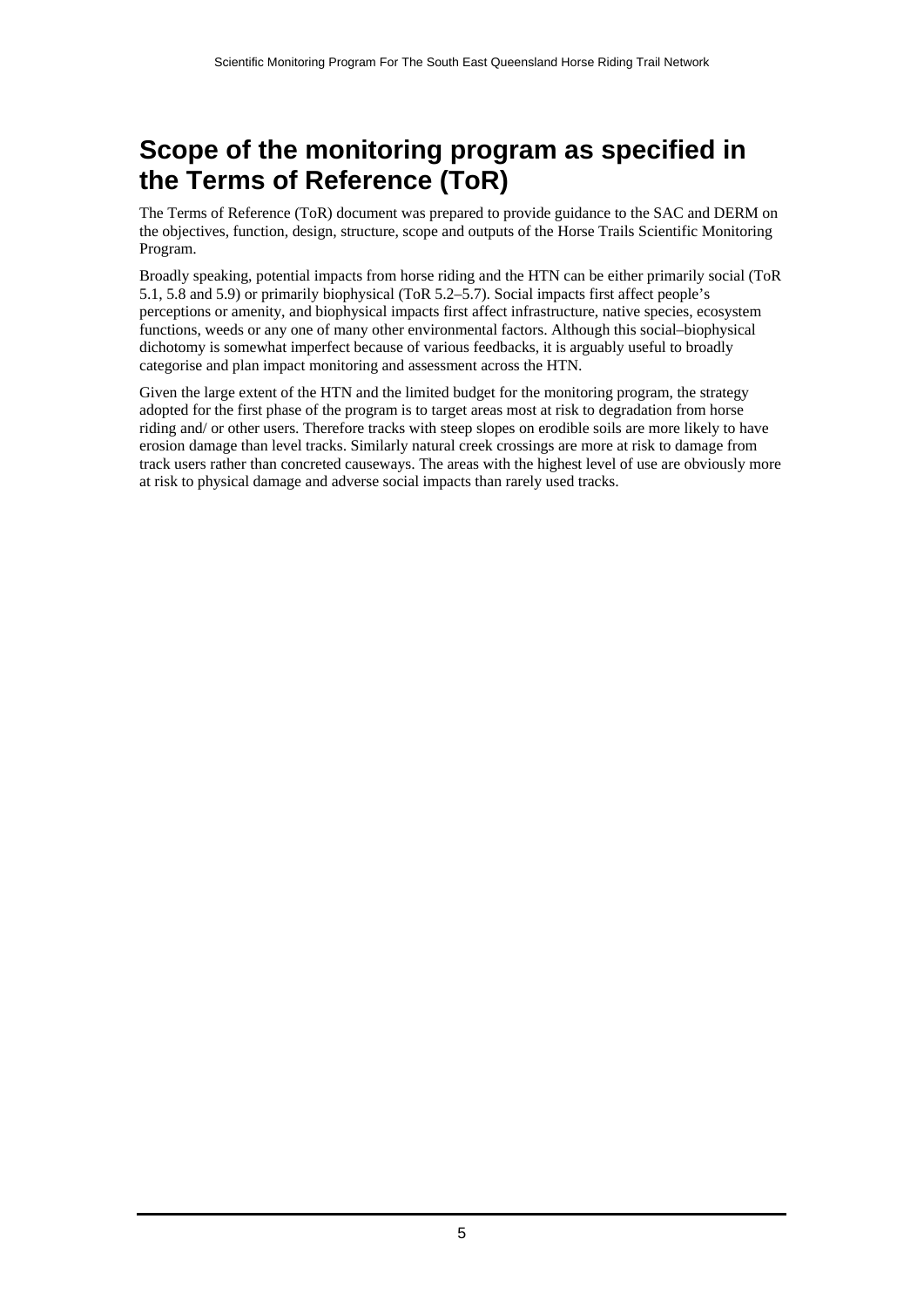# Scope of the monitoring program as specified in the Terms of Reference (ToR)

The Terms of Reference (ToR) document was prepared to provide guidance to the SAC and DERM on the objectives, function, design, structure, scope and outputs of the Horse Trails Scientific Monitoring Program.

Broadly speaking, potential impacts from horse riding and the HTN can be either primarily social (ToR 5.1, 5.8 and 5.9) or primarily biophysical (ToR 5.2–5.7). Social impacts first affect people's perceptions or amenity, and biophysical impacts first affect infrastructure, native species, ecosystem functions, weeds or any one of many other environmental factors. Although this social–biophysical dichotomy is somewhat imperfect because of various feedbacks, it is arguably useful to broadly categorise and plan impact monitoring and assessment across the HTN.

Given the large extent of the HTN and the limited budget for the monitoring program, the strategy adopted for the first phase of the program is to target areas most at risk to degradation from horse riding and/ or other users. Therefore tracks with steep slopes on erodible soils are more likely to have erosion damage than level tracks. Similarly natural creek crossings are more at risk to damage from track users rather than concreted causeways. The areas with the highest level of use are obviously more at risk to physical damage and adverse social impacts than rarely used tracks.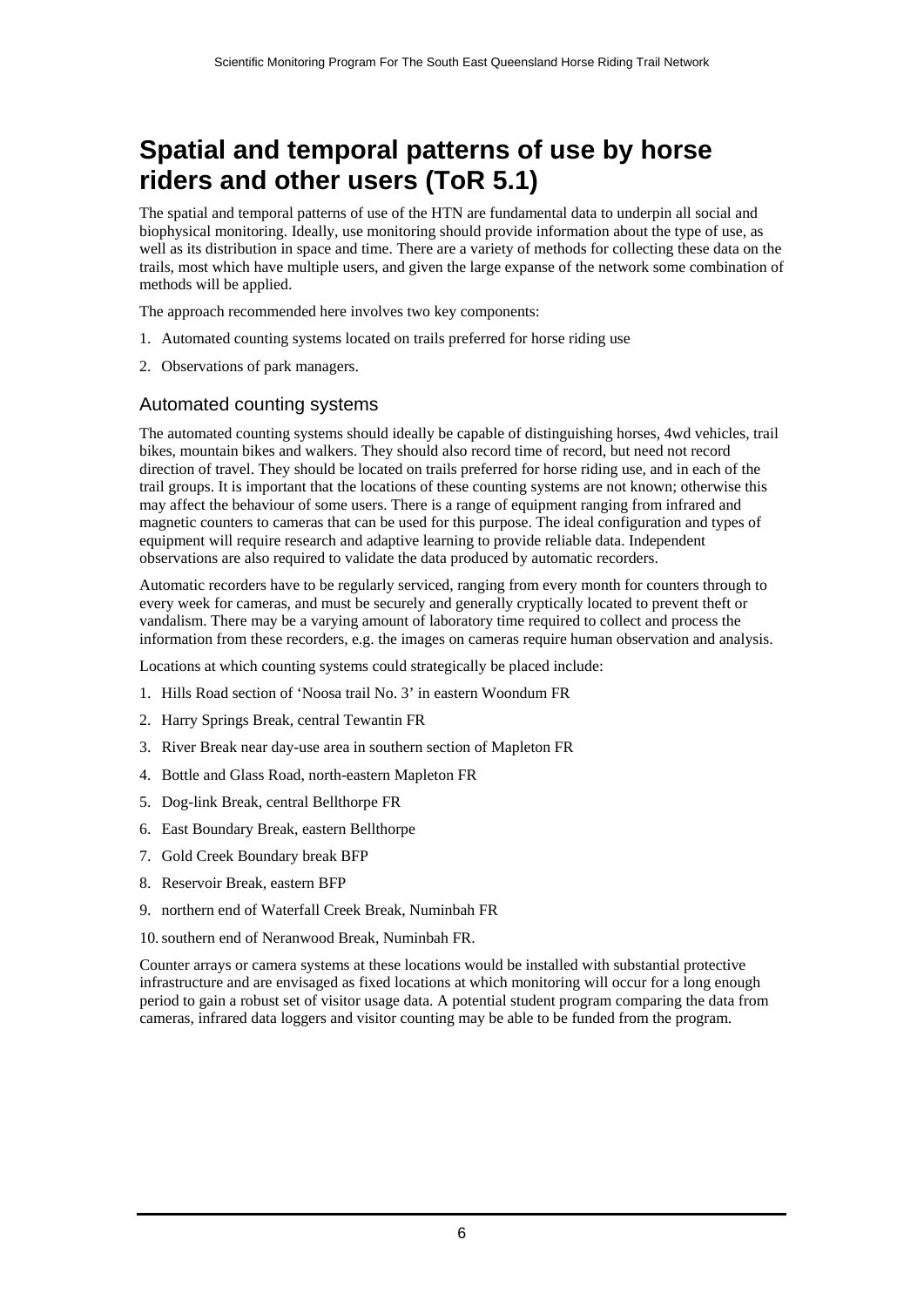# Spatial and temporal patterns of use by horse riders and other users (ToR 5.1)

The spatial and temporal patterns of use of the HTN are fundamental data to underpin all social and biophysical monitoring. Ideally, use monitoring should provide information about the type of use, as well as its distribution in space and time. There are a variety of methods for collecting these data on the trails, most which have multiple users, and given the large expanse of the network some combination of methods will be applied.

The approach recommended here involves two key components:

1. Automated counting systems located on trails preferred for horse riding use
2. Observations of park managers.

## Automated counting systems

The automated counting systems should ideally be capable of distinguishing horses, 4wd vehicles, trail bikes, mountain bikes and walkers. They should also record time of record, but need not record direction of travel. They should be located on trails preferred for horse riding use, and in each of the trail groups. It is important that the locations of these counting systems are not known; otherwise this may affect the behaviour of some users. There is a range of equipment ranging from infrared and magnetic counters to cameras that can be used for this purpose. The ideal configuration and types of equipment will require research and adaptive learning to provide reliable data. Independent observations are also required to validate the data produced by automatic recorders.

Automatic recorders have to be regularly serviced, ranging from every month for counters through to every week for cameras, and must be securely and generally cryptically located to prevent theft or vandalism. There may be a varying amount of laboratory time required to collect and process the information from these recorders, e.g. the images on cameras require human observation and analysis.

Locations at which counting systems could strategically be placed include:

1. Hills Road section of 'Noosa trail No. 3' in eastern Woondum FR
2. Harry Springs Break, central Tewantin FR
3. River Break near day-use area in southern section of Mapleton FR
4. Bottle and Glass Road, north-eastern Mapleton FR
5. Dog-link Break, central Bellthorpe FR
6. East Boundary Break, eastern Bellthorpe
7. Gold Creek Boundary break BFP
8. Reservoir Break, eastern BFP
9. northern end of Waterfall Creek Break, Numinbah FR
10. southern end of Neranwood Break, Numinbah FR.

Counter arrays or camera systems at these locations would be installed with substantial protective infrastructure and are envisaged as fixed locations at which monitoring will occur for a long enough period to gain a robust set of visitor usage data. A potential student program comparing the data from cameras, infrared data loggers and visitor counting may be able to be funded from the program.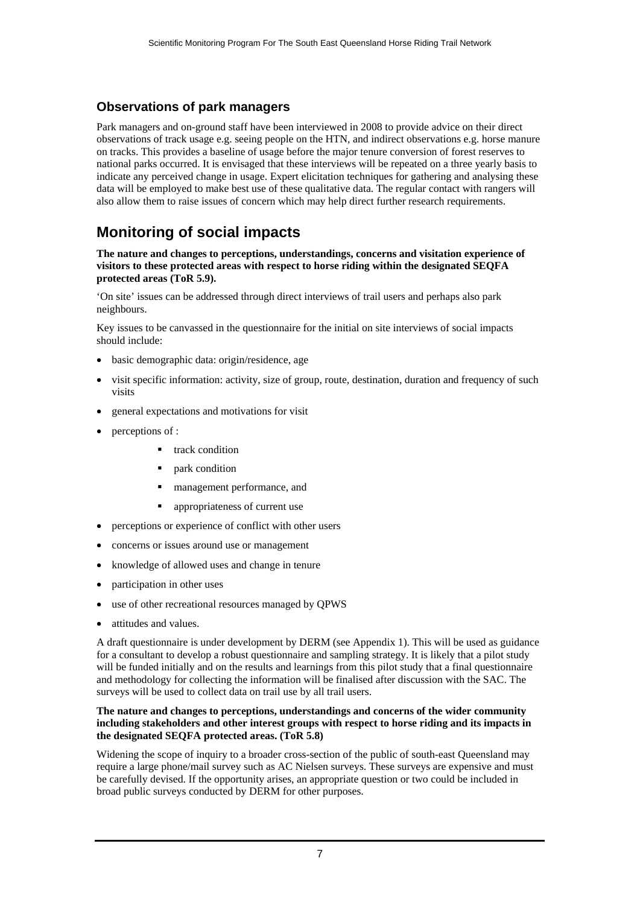### Observations of park managers

Park managers and on-ground staff have been interviewed in 2008 to provide advice on their direct observations of track usage e.g. seeing people on the HTN, and indirect observations e.g. horse manure on tracks. This provides a baseline of usage before the major tenure conversion of forest reserves to national parks occurred. It is envisaged that these interviews will be repeated on a three yearly basis to indicate any perceived change in usage. Expert elicitation techniques for gathering and analysing these data will be employed to make best use of these qualitative data. The regular contact with rangers will also allow them to raise issues of concern which may help direct further research requirements.

## Monitoring of social impacts

**The nature and changes to perceptions, understandings, concerns and visitation experience of visitors to these protected areas with respect to horse riding within the designated SEQFA protected areas (ToR 5.9).**

'On site' issues can be addressed through direct interviews of trail users and perhaps also park neighbours.

Key issues to be canvassed in the questionnaire for the initial on site interviews of social impacts should include:

- basic demographic data: origin/residence, age
- visit specific information: activity, size of group, route, destination, duration and frequency of such visits
- general expectations and motivations for visit
- perceptions of :
    - track condition
    - park condition
    - management performance, and
    - appropriateness of current use
- perceptions or experience of conflict with other users
- concerns or issues around use or management
- knowledge of allowed uses and change in tenure
- participation in other uses
- use of other recreational resources managed by QPWS
- attitudes and values.

A draft questionnaire is under development by DERM (see Appendix 1). This will be used as guidance for a consultant to develop a robust questionnaire and sampling strategy. It is likely that a pilot study will be funded initially and on the results and learnings from this pilot study that a final questionnaire and methodology for collecting the information will be finalised after discussion with the SAC. The surveys will be used to collect data on trail use by all trail users.

**The nature and changes to perceptions, understandings and concerns of the wider community including stakeholders and other interest groups with respect to horse riding and its impacts in the designated SEQFA protected areas. (ToR 5.8)**

Widening the scope of inquiry to a broader cross-section of the public of south-east Queensland may require a large phone/mail survey such as AC Nielsen surveys. These surveys are expensive and must be carefully devised. If the opportunity arises, an appropriate question or two could be included in broad public surveys conducted by DERM for other purposes.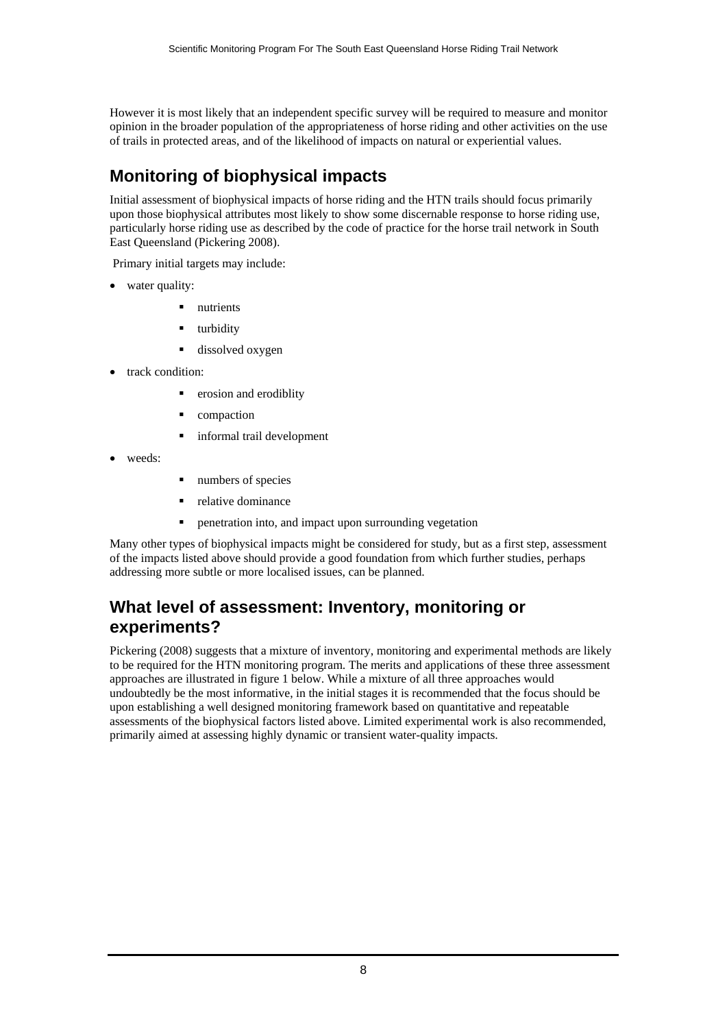However it is most likely that an independent specific survey will be required to measure and monitor opinion in the broader population of the appropriateness of horse riding and other activities on the use of trails in protected areas, and of the likelihood of impacts on natural or experiential values.

## Monitoring of biophysical impacts

Initial assessment of biophysical impacts of horse riding and the HTN trails should focus primarily upon those biophysical attributes most likely to show some discernable response to horse riding use, particularly horse riding use as described by the code of practice for the horse trail network in South East Queensland (Pickering 2008).

Primary initial targets may include:

- water quality:
  - nutrients
  - turbidity
  - dissolved oxygen
- track condition:
  - erosion and erodiblity
  - compaction
  - informal trail development
- weeds:
  - numbers of species
  - relative dominance
  - penetration into, and impact upon surrounding vegetation

Many other types of biophysical impacts might be considered for study, but as a first step, assessment of the impacts listed above should provide a good foundation from which further studies, perhaps addressing more subtle or more localised issues, can be planned.

## What level of assessment: Inventory, monitoring or experiments?

Pickering (2008) suggests that a mixture of inventory, monitoring and experimental methods are likely to be required for the HTN monitoring program. The merits and applications of these three assessment approaches are illustrated in figure 1 below. While a mixture of all three approaches would undoubtedly be the most informative, in the initial stages it is recommended that the focus should be upon establishing a well designed monitoring framework based on quantitative and repeatable assessments of the biophysical factors listed above. Limited experimental work is also recommended, primarily aimed at assessing highly dynamic or transient water-quality impacts.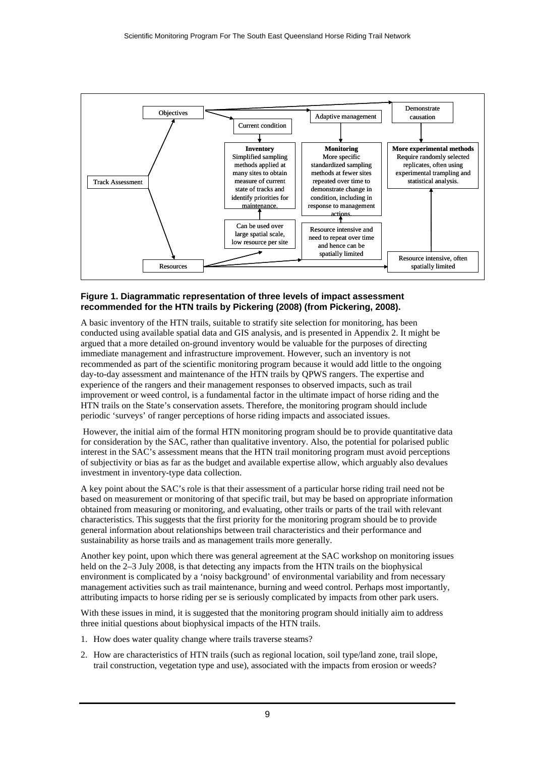Objectives

Current condition

Adaptive management

Demonstrate causation

Track Assessment

**Inventory**
Simplified sampling methods applied at many sites to obtain measure of current state of tracks and identify priorities for maintenance.

**Monitoring**
More specific standardized sampling methods at fewer sites repeated over time to demonstrate change in condition, including in response to management actions.

**More experimental methods**
Require randomly selected replicates, often using experimental trampling and statistical analysis.

Can be used over large spatial scale, low resource per site

Resource intensive and need to repeat over time and hence can be spatially limited

Resource intensive, often spatially limited

Resources

**Figure 1. Diagrammatic representation of three levels of impact assessment recommended for the HTN trails by Pickering (2008) (from Pickering, 2008).**

A basic inventory of the HTN trails, suitable to stratify site selection for monitoring, has been conducted using available spatial data and GIS analysis, and is presented in Appendix 2. It might be argued that a more detailed on-ground inventory would be valuable for the purposes of directing immediate management and infrastructure improvement. However, such an inventory is not recommended as part of the scientific monitoring program because it would add little to the ongoing day-to-day assessment and maintenance of the HTN trails by QPWS rangers. The expertise and experience of the rangers and their management responses to observed impacts, such as trail improvement or weed control, is a fundamental factor in the ultimate impact of horse riding and the HTN trails on the State's conservation assets. Therefore, the monitoring program should include periodic 'surveys' of ranger perceptions of horse riding impacts and associated issues.

However, the initial aim of the formal HTN monitoring program should be to provide quantitative data for consideration by the SAC, rather than qualitative inventory. Also, the potential for polarised public interest in the SAC's assessment means that the HTN trail monitoring program must avoid perceptions of subjectivity or bias as far as the budget and available expertise allow, which arguably also devalues investment in inventory-type data collection.

A key point about the SAC's role is that their assessment of a particular horse riding trail need not be based on measurement or monitoring of that specific trail, but may be based on appropriate information obtained from measuring or monitoring, and evaluating, other trails or parts of the trail with relevant characteristics. This suggests that the first priority for the monitoring program should be to provide general information about relationships between trail characteristics and their performance and sustainability as horse trails and as management trails more generally.

Another key point, upon which there was general agreement at the SAC workshop on monitoring issues held on the 2–3 July 2008, is that detecting any impacts from the HTN trails on the biophysical environment is complicated by a 'noisy background' of environmental variability and from necessary management activities such as trail maintenance, burning and weed control. Perhaps most importantly, attributing impacts to horse riding per se is seriously complicated by impacts from other park users.

With these issues in mind, it is suggested that the monitoring program should initially aim to address three initial questions about biophysical impacts of the HTN trails.

1. How does water quality change where trails traverse steams?
2. How are characteristics of HTN trails (such as regional location, soil type/land zone, trail slope, trail construction, vegetation type and use), associated with the impacts from erosion or weeds?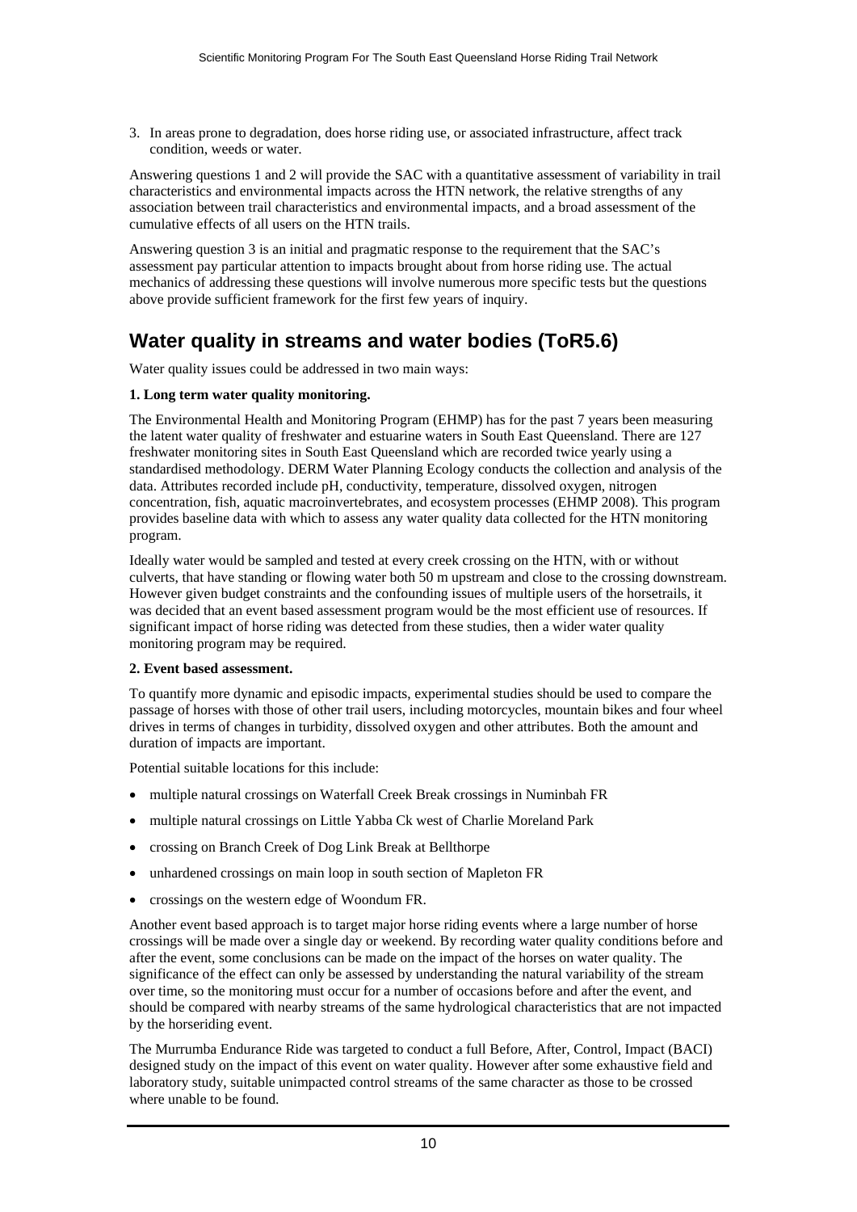3. In areas prone to degradation, does horse riding use, or associated infrastructure, affect track condition, weeds or water.

Answering questions 1 and 2 will provide the SAC with a quantitative assessment of variability in trail characteristics and environmental impacts across the HTN network, the relative strengths of any association between trail characteristics and environmental impacts, and a broad assessment of the cumulative effects of all users on the HTN trails.

Answering question 3 is an initial and pragmatic response to the requirement that the SAC's assessment pay particular attention to impacts brought about from horse riding use. The actual mechanics of addressing these questions will involve numerous more specific tests but the questions above provide sufficient framework for the first few years of inquiry.

## Water quality in streams and water bodies (ToR5.6)

Water quality issues could be addressed in two main ways:

**1. Long term water quality monitoring.**

The Environmental Health and Monitoring Program (EHMP) has for the past 7 years been measuring the latent water quality of freshwater and estuarine waters in South East Queensland. There are 127 freshwater monitoring sites in South East Queensland which are recorded twice yearly using a standardised methodology. DERM Water Planning Ecology conducts the collection and analysis of the data. Attributes recorded include pH, conductivity, temperature, dissolved oxygen, nitrogen concentration, fish, aquatic macroinvertebrates, and ecosystem processes (EHMP 2008). This program provides baseline data with which to assess any water quality data collected for the HTN monitoring program.

Ideally water would be sampled and tested at every creek crossing on the HTN, with or without culverts, that have standing or flowing water both 50 m upstream and close to the crossing downstream. However given budget constraints and the confounding issues of multiple users of the horsetrails, it was decided that an event based assessment program would be the most efficient use of resources. If significant impact of horse riding was detected from these studies, then a wider water quality monitoring program may be required.

**2. Event based assessment.**

To quantify more dynamic and episodic impacts, experimental studies should be used to compare the passage of horses with those of other trail users, including motorcycles, mountain bikes and four wheel drives in terms of changes in turbidity, dissolved oxygen and other attributes. Both the amount and duration of impacts are important.

Potential suitable locations for this include:

- multiple natural crossings on Waterfall Creek Break crossings in Numinbah FR
- multiple natural crossings on Little Yabba Ck west of Charlie Moreland Park
- crossing on Branch Creek of Dog Link Break at Bellthorpe
- unhardened crossings on main loop in south section of Mapleton FR
- crossings on the western edge of Woondum FR.

Another event based approach is to target major horse riding events where a large number of horse crossings will be made over a single day or weekend. By recording water quality conditions before and after the event, some conclusions can be made on the impact of the horses on water quality. The significance of the effect can only be assessed by understanding the natural variability of the stream over time, so the monitoring must occur for a number of occasions before and after the event, and should be compared with nearby streams of the same hydrological characteristics that are not impacted by the horseriding event.

The Murrumba Endurance Ride was targeted to conduct a full Before, After, Control, Impact (BACI) designed study on the impact of this event on water quality. However after some exhaustive field and laboratory study, suitable unimpacted control streams of the same character as those to be crossed where unable to be found.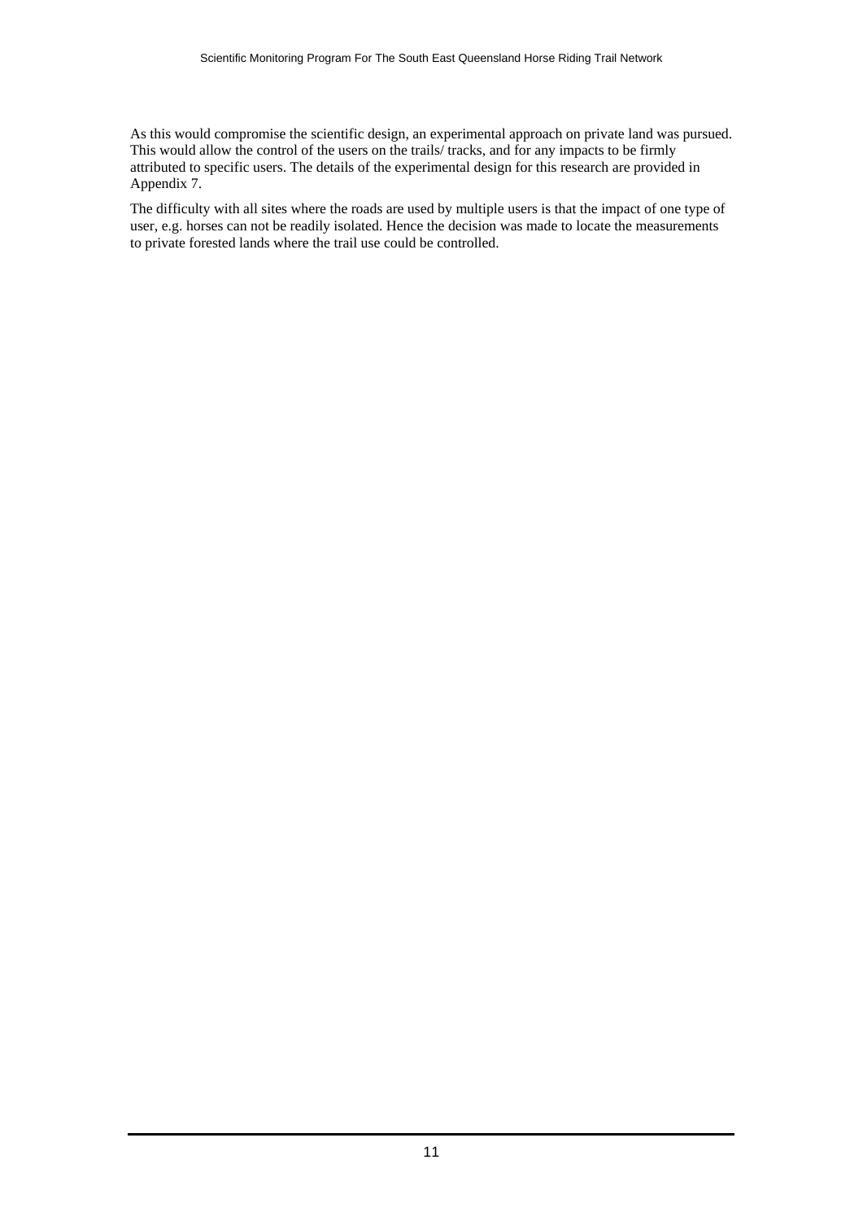As this would compromise the scientific design, an experimental approach on private land was pursued. This would allow the control of the users on the trails/ tracks, and for any impacts to be firmly attributed to specific users. The details of the experimental design for this research are provided in Appendix 7.

The difficulty with all sites where the roads are used by multiple users is that the impact of one type of user, e.g. horses can not be readily isolated. Hence the decision was made to locate the measurements to private forested lands where the trail use could be controlled.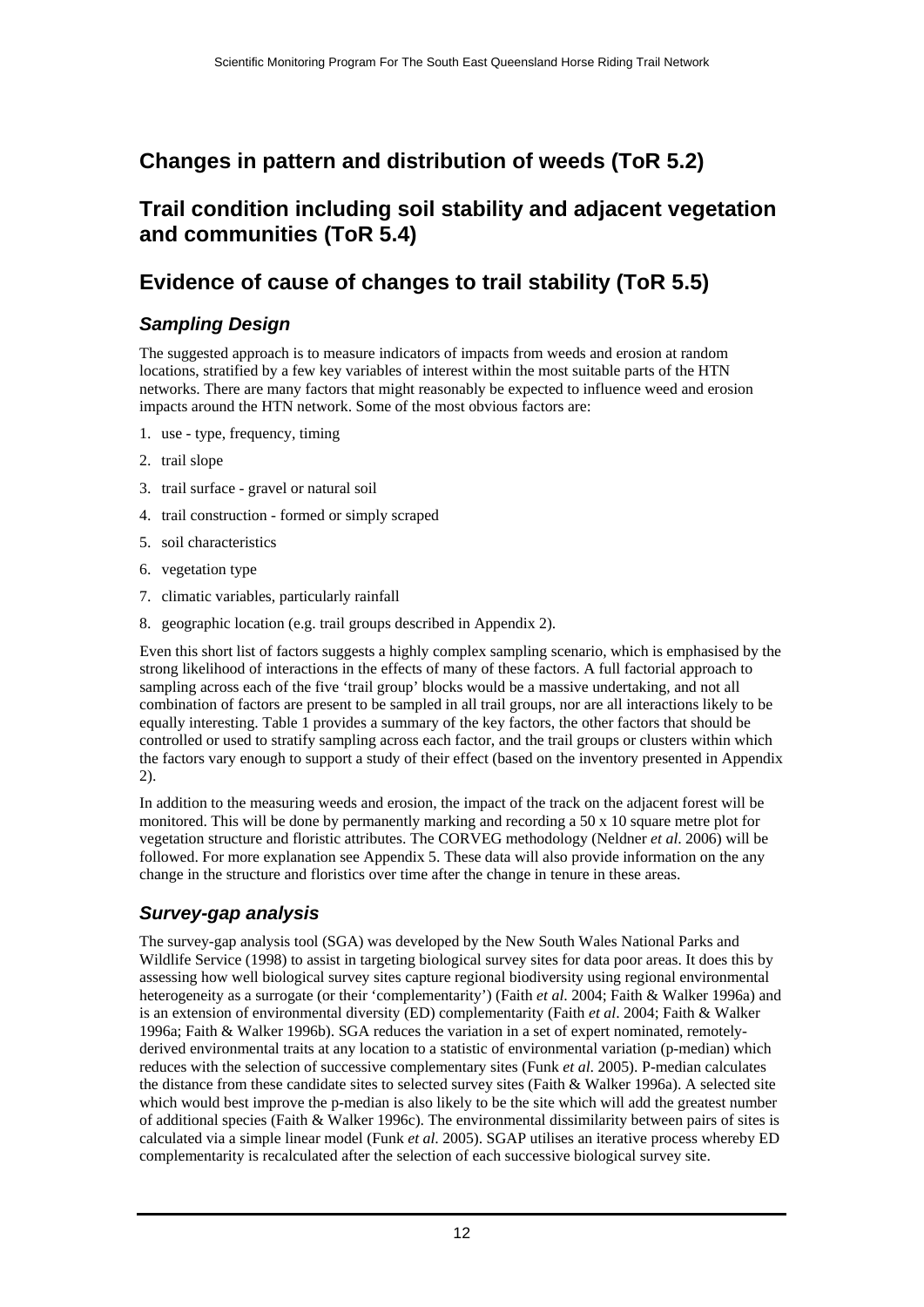## Changes in pattern and distribution of weeds (ToR 5.2)

## Trail condition including soil stability and adjacent vegetation and communities (ToR 5.4)

## Evidence of cause of changes to trail stability (ToR 5.5)

### *Sampling Design*

The suggested approach is to measure indicators of impacts from weeds and erosion at random locations, stratified by a few key variables of interest within the most suitable parts of the HTN networks. There are many factors that might reasonably be expected to influence weed and erosion impacts around the HTN network. Some of the most obvious factors are:

1. use - type, frequency, timing
2. trail slope
3. trail surface - gravel or natural soil
4. trail construction - formed or simply scraped
5. soil characteristics
6. vegetation type
7. climatic variables, particularly rainfall
8. geographic location (e.g. trail groups described in Appendix 2).

Even this short list of factors suggests a highly complex sampling scenario, which is emphasised by the strong likelihood of interactions in the effects of many of these factors. A full factorial approach to sampling across each of the five 'trail group' blocks would be a massive undertaking, and not all combination of factors are present to be sampled in all trail groups, nor are all interactions likely to be equally interesting. Table 1 provides a summary of the key factors, the other factors that should be controlled or used to stratify sampling across each factor, and the trail groups or clusters within which the factors vary enough to support a study of their effect (based on the inventory presented in Appendix 2).

In addition to the measuring weeds and erosion, the impact of the track on the adjacent forest will be monitored. This will be done by permanently marking and recording a 50 x 10 square metre plot for vegetation structure and floristic attributes. The CORVEG methodology (Neldner *et al*. 2006) will be followed. For more explanation see Appendix 5. These data will also provide information on the any change in the structure and floristics over time after the change in tenure in these areas.

### *Survey-gap analysis*

The survey-gap analysis tool (SGA) was developed by the New South Wales National Parks and Wildlife Service (1998) to assist in targeting biological survey sites for data poor areas. It does this by assessing how well biological survey sites capture regional biodiversity using regional environmental heterogeneity as a surrogate (or their 'complementarity') (Faith *et al.* 2004; Faith & Walker 1996a) and is an extension of environmental diversity (ED) complementarity (Faith *et al*. 2004; Faith & Walker 1996a; Faith & Walker 1996b). SGA reduces the variation in a set of expert nominated, remotely-derived environmental traits at any location to a statistic of environmental variation (p-median) which reduces with the selection of successive complementary sites (Funk *et al*. 2005). P-median calculates the distance from these candidate sites to selected survey sites (Faith & Walker 1996a). A selected site which would best improve the p-median is also likely to be the site which will add the greatest number of additional species (Faith & Walker 1996c). The environmental dissimilarity between pairs of sites is calculated via a simple linear model (Funk *et al*. 2005). SGAP utilises an iterative process whereby ED complementarity is recalculated after the selection of each successive biological survey site.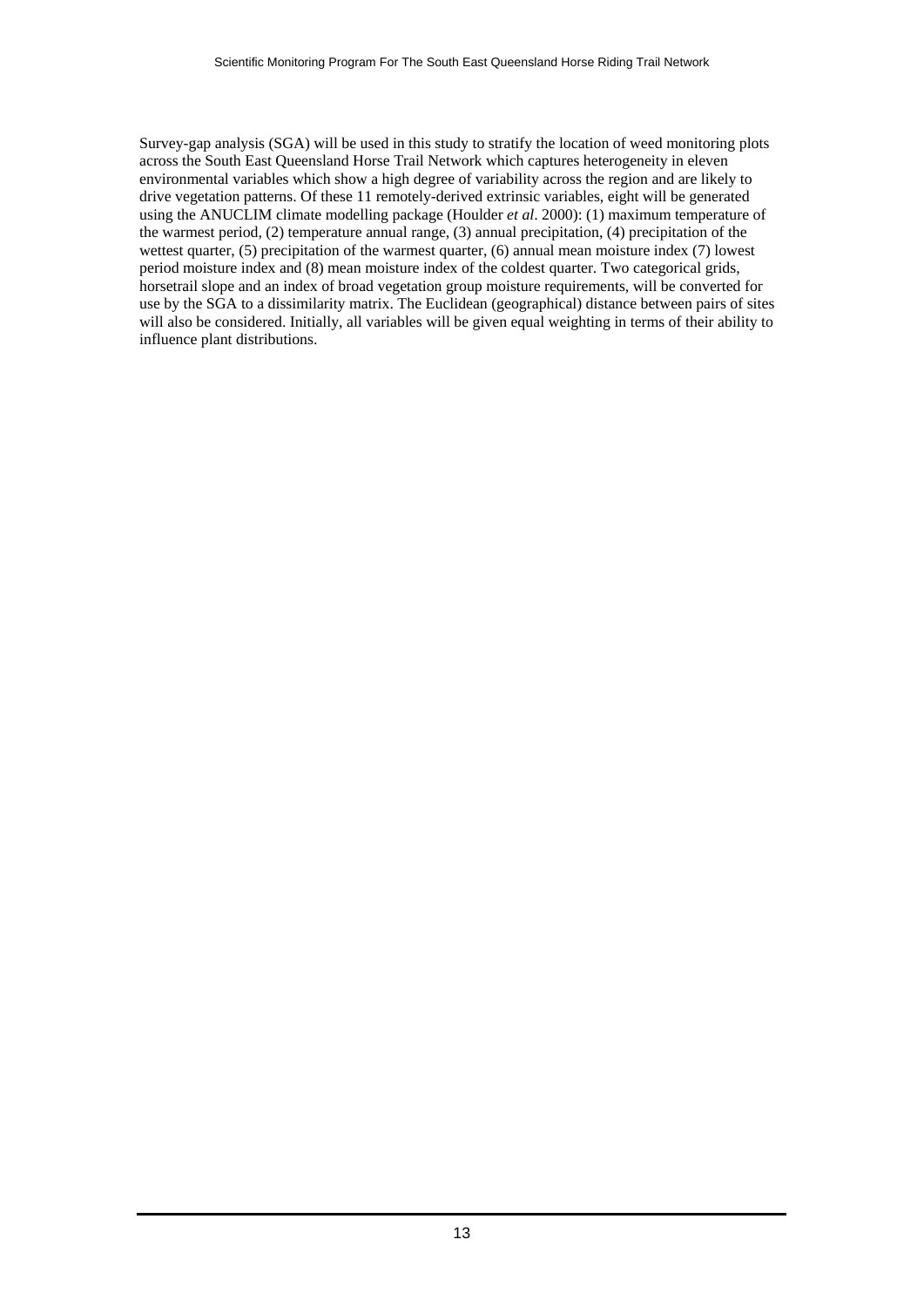Survey-gap analysis (SGA) will be used in this study to stratify the location of weed monitoring plots across the South East Queensland Horse Trail Network which captures heterogeneity in eleven environmental variables which show a high degree of variability across the region and are likely to drive vegetation patterns. Of these 11 remotely-derived extrinsic variables, eight will be generated using the ANUCLIM climate modelling package (Houlder *et al*. 2000): (1) maximum temperature of the warmest period, (2) temperature annual range, (3) annual precipitation, (4) precipitation of the wettest quarter, (5) precipitation of the warmest quarter, (6) annual mean moisture index (7) lowest period moisture index and (8) mean moisture index of the coldest quarter. Two categorical grids, horsetrail slope and an index of broad vegetation group moisture requirements, will be converted for use by the SGA to a dissimilarity matrix. The Euclidean (geographical) distance between pairs of sites will also be considered. Initially, all variables will be given equal weighting in terms of their ability to influence plant distributions.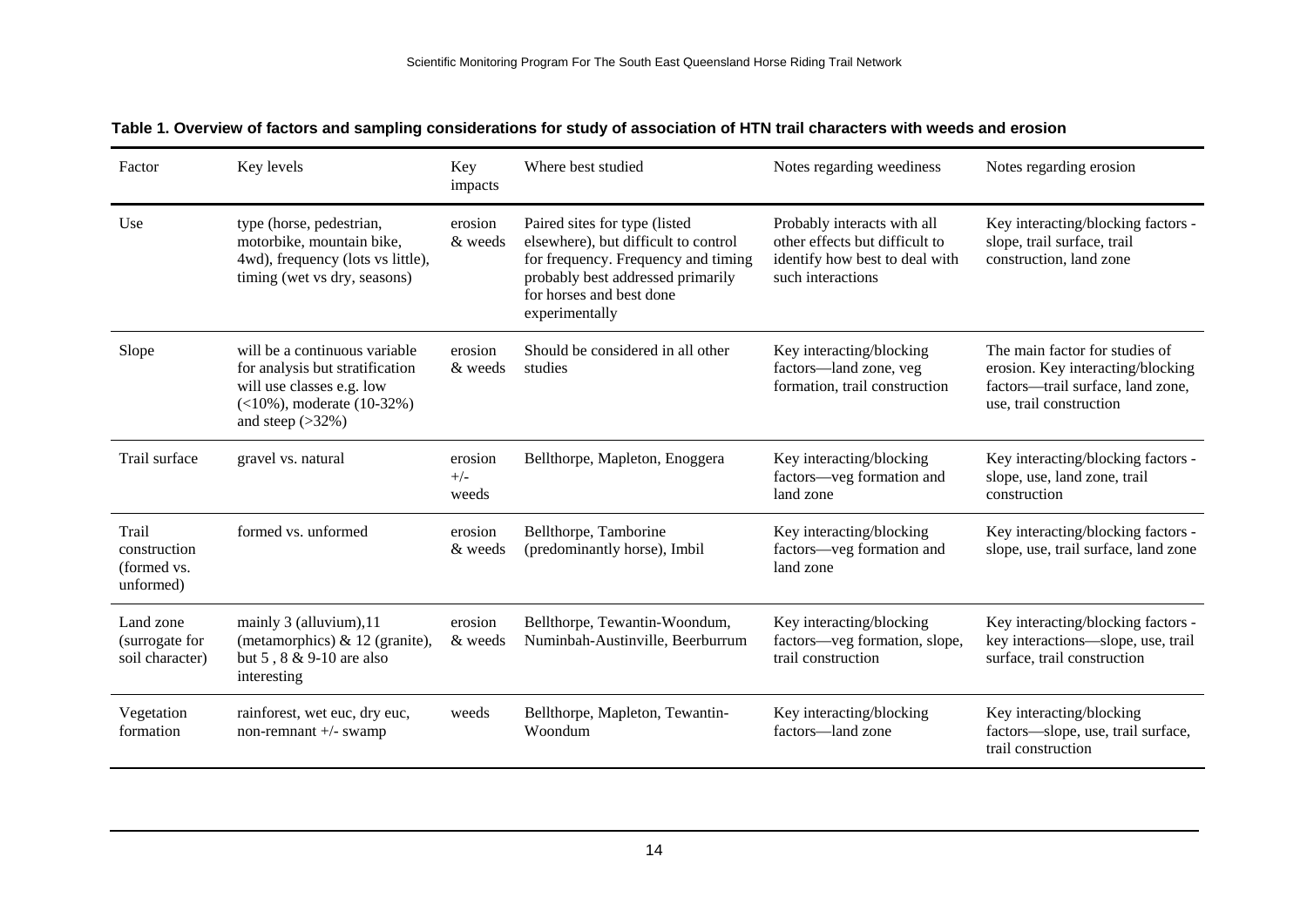**Table 1. Overview of factors and sampling considerations for study of association of HTN trail characters with weeds and erosion**

| Factor | Key levels | Key impacts | Where best studied | Notes regarding weediness | Notes regarding erosion |
|---|---|---|---|---|---|
| Use | type (horse, pedestrian, motorbike, mountain bike, 4wd), frequency (lots vs little), timing (wet vs dry, seasons) | erosion & weeds | Paired sites for type (listed elsewhere), but difficult to control for frequency. Frequency and timing probably best addressed primarily for horses and best done experimentally | Probably interacts with all other effects but difficult to identify how best to deal with such interactions | Key interacting/blocking factors - slope, trail surface, trail construction, land zone |
| Slope | will be a continuous variable for analysis but stratification will use classes e.g. low (<10%), moderate (10-32%) and steep (>32%) | erosion & weeds | Should be considered in all other studies | Key interacting/blocking factors—land zone, veg formation, trail construction | The main factor for studies of erosion. Key interacting/blocking factors—trail surface, land zone, use, trail construction |
| Trail surface | gravel vs. natural | erosion +/- weeds | Bellthorpe, Mapleton, Enoggera | Key interacting/blocking factors—veg formation and land zone | Key interacting/blocking factors - slope, use, land zone, trail construction |
| Trail construction (formed vs. unformed) | formed vs. unformed | erosion & weeds | Bellthorpe, Tamborine (predominantly horse), Imbil | Key interacting/blocking factors—veg formation and land zone | Key interacting/blocking factors - slope, use, trail surface, land zone |
| Land zone (surrogate for soil character) | mainly 3 (alluvium),11 (metamorphics) & 12 (granite), but 5 , 8 & 9-10 are also interesting | erosion & weeds | Bellthorpe, Tewantin-Woondum, Numinbah-Austinville, Beerburrum | Key interacting/blocking factors—veg formation, slope, trail construction | Key interacting/blocking factors - key interactions—slope, use, trail surface, trail construction |
| Vegetation formation | rainforest, wet euc, dry euc, non-remnant +/- swamp | weeds | Bellthorpe, Mapleton, Tewantin-Woondum | Key interacting/blocking factors—land zone | Key interacting/blocking factors—slope, use, trail surface, trail construction |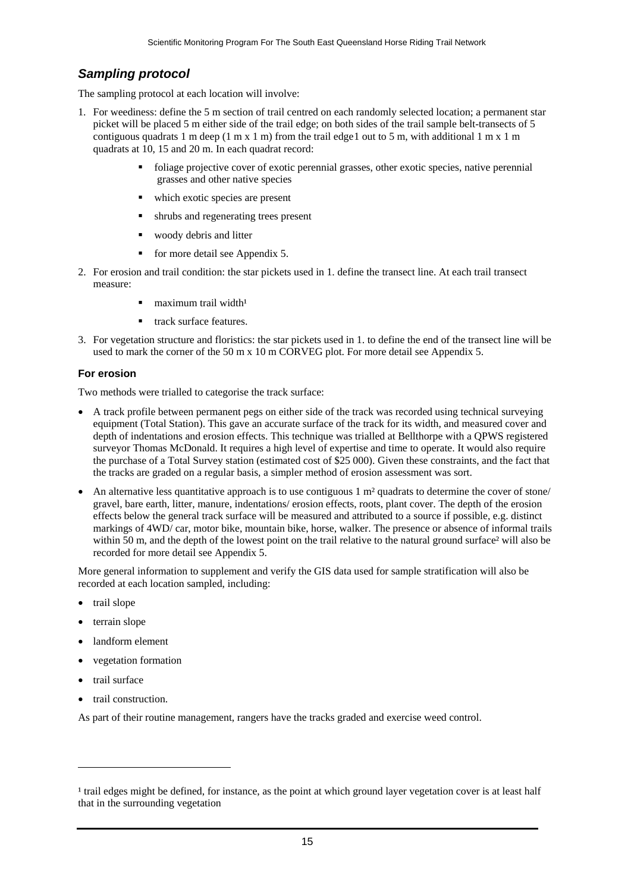## *Sampling protocol*

The sampling protocol at each location will involve:

1. For weediness: define the 5 m section of trail centred on each randomly selected location; a permanent star picket will be placed 5 m either side of the trail edge; on both sides of the trail sample belt-transects of 5 contiguous quadrats 1 m deep (1 m x 1 m) from the trail edge1 out to 5 m, with additional 1 m x 1 m quadrats at 10, 15 and 20 m. In each quadrat record:
   - foliage projective cover of exotic perennial grasses, other exotic species, native perennial grasses and other native species
   - which exotic species are present
   - shrubs and regenerating trees present
   - woody debris and litter
   - for more detail see Appendix 5.
2. For erosion and trail condition: the star pickets used in 1. define the transect line. At each trail transect measure:
   - maximum trail width[1]
   - track surface features.
3. For vegetation structure and floristics: the star pickets used in 1. to define the end of the transect line will be used to mark the corner of the 50 m x 10 m CORVEG plot. For more detail see Appendix 5.

### For erosion

Two methods were trialled to categorise the track surface:

- A track profile between permanent pegs on either side of the track was recorded using technical surveying equipment (Total Station). This gave an accurate surface of the track for its width, and measured cover and depth of indentations and erosion effects. This technique was trialled at Bellthorpe with a QPWS registered surveyor Thomas McDonald. It requires a high level of expertise and time to operate. It would also require the purchase of a Total Survey station (estimated cost of $25 000). Given these constraints, and the fact that the tracks are graded on a regular basis, a simpler method of erosion assessment was sort.
- An alternative less quantitative approach is to use contiguous 1 m² quadrats to determine the cover of stone/ gravel, bare earth, litter, manure, indentations/ erosion effects, roots, plant cover. The depth of the erosion effects below the general track surface will be measured and attributed to a source if possible, e.g. distinct markings of 4WD/ car, motor bike, mountain bike, horse, walker. The presence or absence of informal trails within 50 m, and the depth of the lowest point on the trail relative to the natural ground surface[2] will also be recorded for more detail see Appendix 5.

More general information to supplement and verify the GIS data used for sample stratification will also be recorded at each location sampled, including:

- trail slope
- terrain slope
- landform element
- vegetation formation
- trail surface
- trail construction.

As part of their routine management, rangers have the tracks graded and exercise weed control.

---

[1] trail edges might be defined, for instance, as the point at which ground layer vegetation cover is at least half that in the surrounding vegetation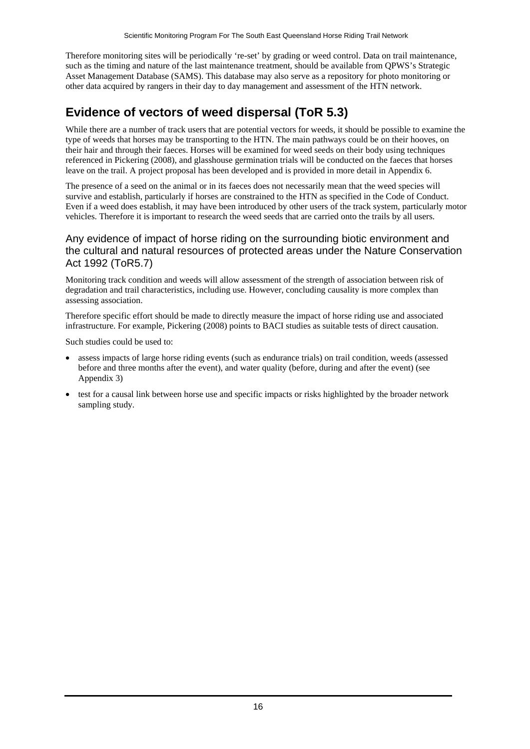Therefore monitoring sites will be periodically 're-set' by grading or weed control. Data on trail maintenance, such as the timing and nature of the last maintenance treatment, should be available from QPWS's Strategic Asset Management Database (SAMS). This database may also serve as a repository for photo monitoring or other data acquired by rangers in their day to day management and assessment of the HTN network.

## Evidence of vectors of weed dispersal (ToR 5.3)

While there are a number of track users that are potential vectors for weeds, it should be possible to examine the type of weeds that horses may be transporting to the HTN. The main pathways could be on their hooves, on their hair and through their faeces. Horses will be examined for weed seeds on their body using techniques referenced in Pickering (2008), and glasshouse germination trials will be conducted on the faeces that horses leave on the trail. A project proposal has been developed and is provided in more detail in Appendix 6.

The presence of a seed on the animal or in its faeces does not necessarily mean that the weed species will survive and establish, particularly if horses are constrained to the HTN as specified in the Code of Conduct. Even if a weed does establish, it may have been introduced by other users of the track system, particularly motor vehicles. Therefore it is important to research the weed seeds that are carried onto the trails by all users.

### Any evidence of impact of horse riding on the surrounding biotic environment and the cultural and natural resources of protected areas under the Nature Conservation Act 1992 (ToR5.7)

Monitoring track condition and weeds will allow assessment of the strength of association between risk of degradation and trail characteristics, including use. However, concluding causality is more complex than assessing association.

Therefore specific effort should be made to directly measure the impact of horse riding use and associated infrastructure. For example, Pickering (2008) points to BACI studies as suitable tests of direct causation.

Such studies could be used to:

- assess impacts of large horse riding events (such as endurance trials) on trail condition, weeds (assessed before and three months after the event), and water quality (before, during and after the event) (see Appendix 3)
- test for a causal link between horse use and specific impacts or risks highlighted by the broader network sampling study.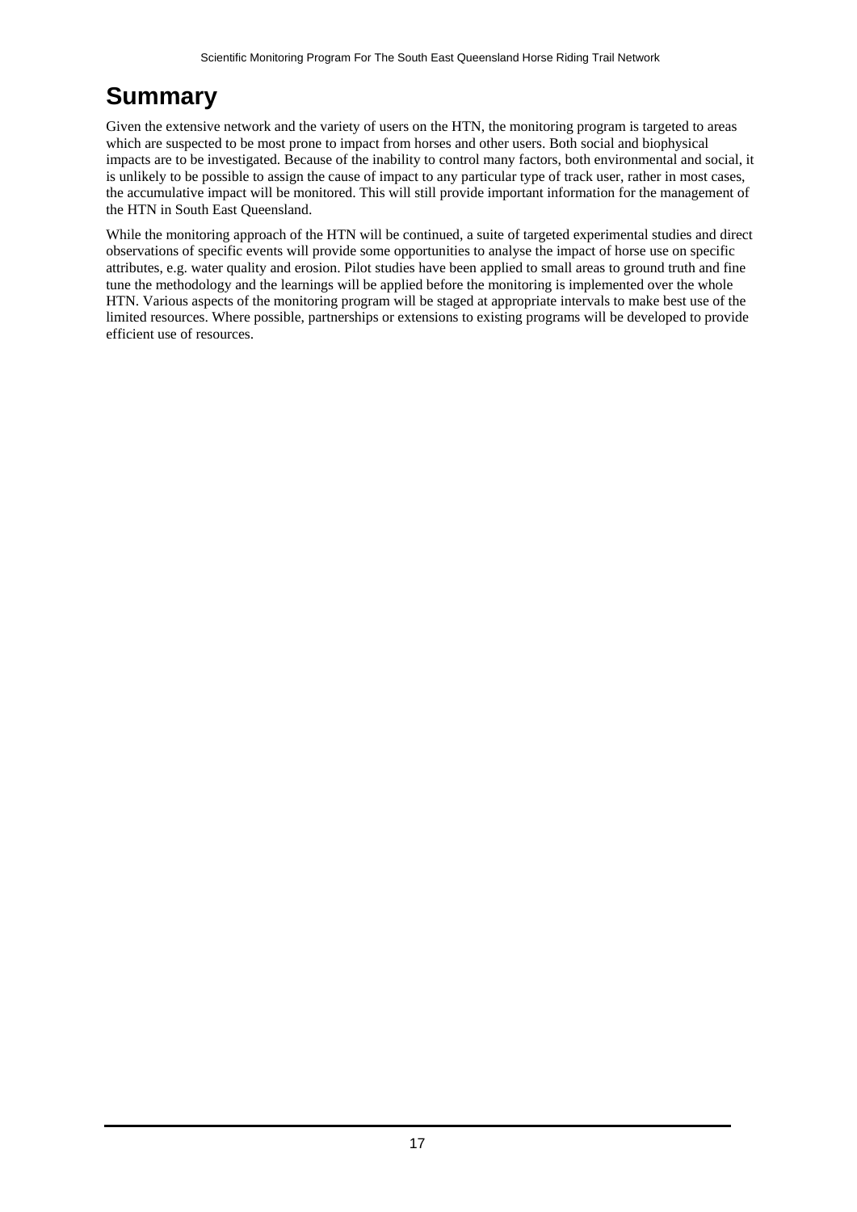# Summary

Given the extensive network and the variety of users on the HTN, the monitoring program is targeted to areas which are suspected to be most prone to impact from horses and other users. Both social and biophysical impacts are to be investigated. Because of the inability to control many factors, both environmental and social, it is unlikely to be possible to assign the cause of impact to any particular type of track user, rather in most cases, the accumulative impact will be monitored. This will still provide important information for the management of the HTN in South East Queensland.

While the monitoring approach of the HTN will be continued, a suite of targeted experimental studies and direct observations of specific events will provide some opportunities to analyse the impact of horse use on specific attributes, e.g. water quality and erosion. Pilot studies have been applied to small areas to ground truth and fine tune the methodology and the learnings will be applied before the monitoring is implemented over the whole HTN. Various aspects of the monitoring program will be staged at appropriate intervals to make best use of the limited resources. Where possible, partnerships or extensions to existing programs will be developed to provide efficient use of resources.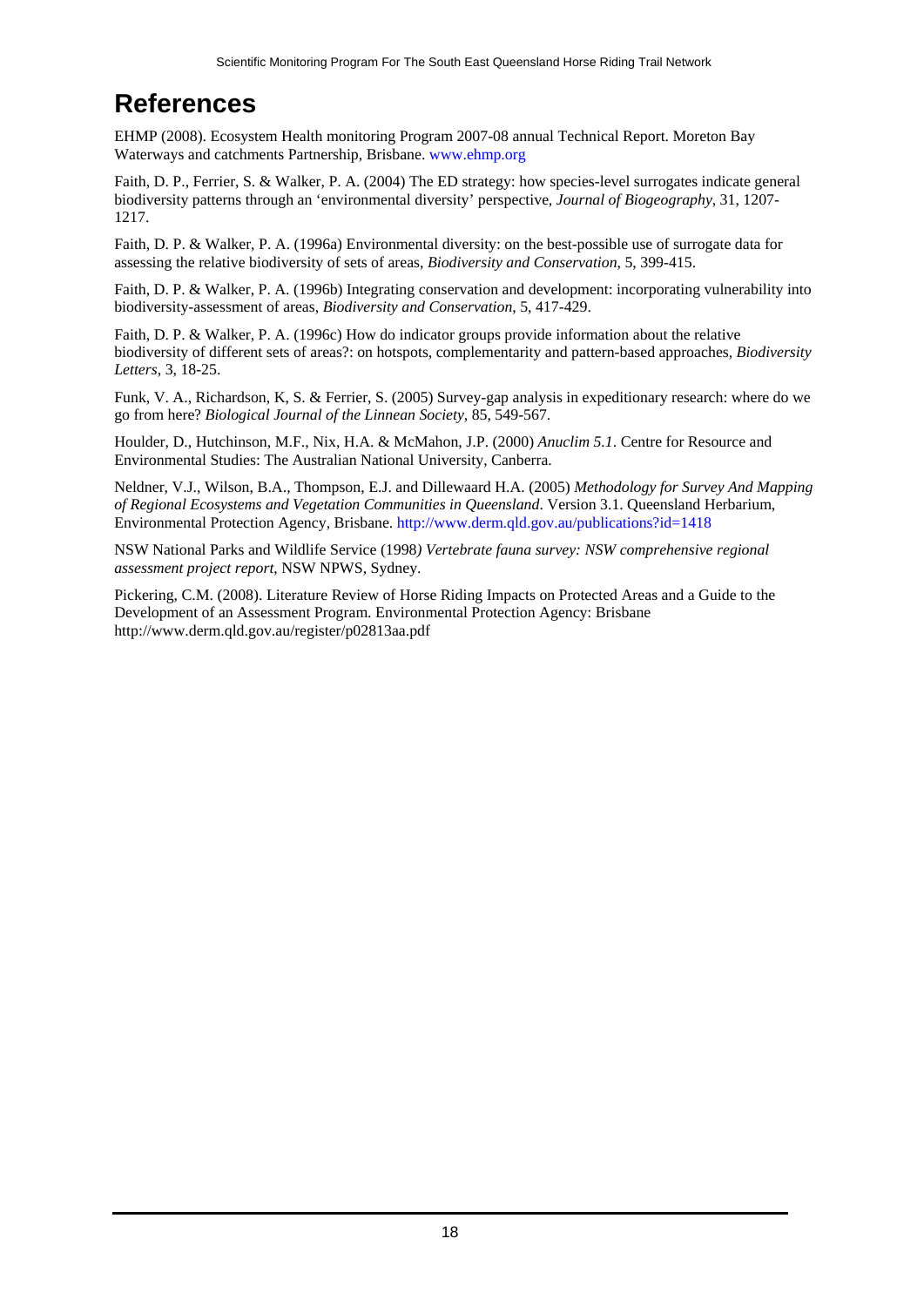# References

EHMP (2008). Ecosystem Health monitoring Program 2007-08 annual Technical Report. Moreton Bay Waterways and catchments Partnership, Brisbane. www.ehmp.org

Faith, D. P., Ferrier, S. & Walker, P. A. (2004) The ED strategy: how species-level surrogates indicate general biodiversity patterns through an 'environmental diversity' perspective, *Journal of Biogeography*, 31, 1207-1217.

Faith, D. P. & Walker, P. A. (1996a) Environmental diversity: on the best-possible use of surrogate data for assessing the relative biodiversity of sets of areas, *Biodiversity and Conservation*, 5, 399-415.

Faith, D. P. & Walker, P. A. (1996b) Integrating conservation and development: incorporating vulnerability into biodiversity-assessment of areas, *Biodiversity and Conservation*, 5, 417-429.

Faith, D. P. & Walker, P. A. (1996c) How do indicator groups provide information about the relative biodiversity of different sets of areas?: on hotspots, complementarity and pattern-based approaches, *Biodiversity Letters*, 3, 18-25.

Funk, V. A., Richardson, K, S. & Ferrier, S. (2005) Survey-gap analysis in expeditionary research: where do we go from here? *Biological Journal of the Linnean Society*, 85, 549-567.

Houlder, D., Hutchinson, M.F., Nix, H.A. & McMahon, J.P. (2000) *Anuclim 5.1*. Centre for Resource and Environmental Studies: The Australian National University, Canberra.

Neldner, V.J., Wilson, B.A., Thompson, E.J. and Dillewaard H.A. (2005) *Methodology for Survey And Mapping of Regional Ecosystems and Vegetation Communities in Queensland*. Version 3.1. Queensland Herbarium, Environmental Protection Agency, Brisbane. http://www.derm.qld.gov.au/publications?id=1418

NSW National Parks and Wildlife Service (1998*) Vertebrate fauna survey: NSW comprehensive regional assessment project report*, NSW NPWS, Sydney.

Pickering, C.M. (2008). Literature Review of Horse Riding Impacts on Protected Areas and a Guide to the Development of an Assessment Program. Environmental Protection Agency: Brisbane http://www.derm.qld.gov.au/register/p02813aa.pdf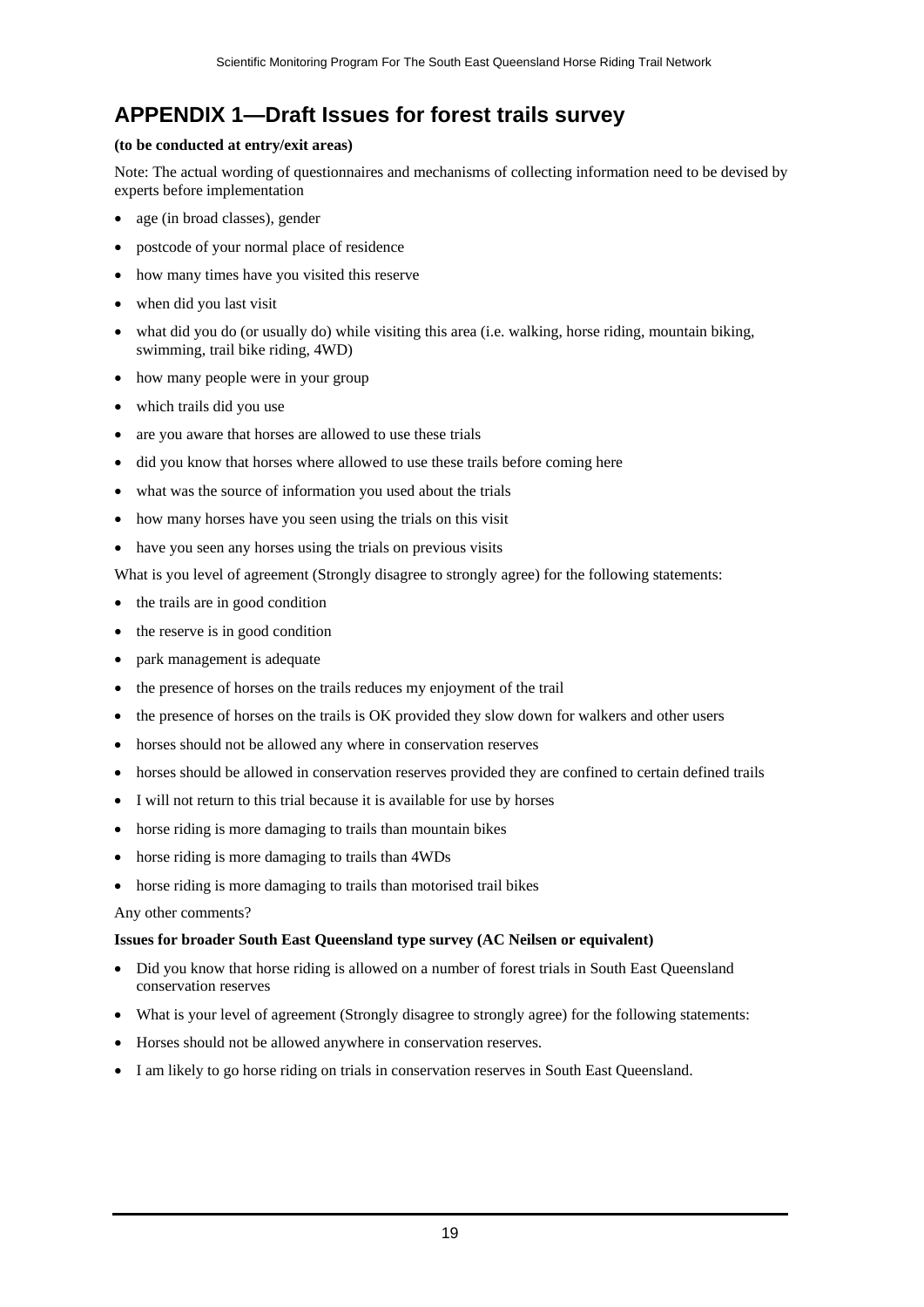# APPENDIX 1—Draft Issues for forest trails survey

**(to be conducted at entry/exit areas)**

Note: The actual wording of questionnaires and mechanisms of collecting information need to be devised by experts before implementation

- age (in broad classes), gender
- postcode of your normal place of residence
- how many times have you visited this reserve
- when did you last visit
- what did you do (or usually do) while visiting this area (i.e. walking, horse riding, mountain biking, swimming, trail bike riding, 4WD)
- how many people were in your group
- which trails did you use
- are you aware that horses are allowed to use these trials
- did you know that horses where allowed to use these trails before coming here
- what was the source of information you used about the trials
- how many horses have you seen using the trials on this visit
- have you seen any horses using the trials on previous visits

What is you level of agreement (Strongly disagree to strongly agree) for the following statements:

- the trails are in good condition
- the reserve is in good condition
- park management is adequate
- the presence of horses on the trails reduces my enjoyment of the trail
- the presence of horses on the trails is OK provided they slow down for walkers and other users
- horses should not be allowed any where in conservation reserves
- horses should be allowed in conservation reserves provided they are confined to certain defined trails
- I will not return to this trial because it is available for use by horses
- horse riding is more damaging to trails than mountain bikes
- horse riding is more damaging to trails than 4WDs
- horse riding is more damaging to trails than motorised trail bikes

Any other comments?

**Issues for broader South East Queensland type survey (AC Neilsen or equivalent)**

- Did you know that horse riding is allowed on a number of forest trials in South East Queensland conservation reserves
- What is your level of agreement (Strongly disagree to strongly agree) for the following statements:
- Horses should not be allowed anywhere in conservation reserves.
- I am likely to go horse riding on trials in conservation reserves in South East Queensland.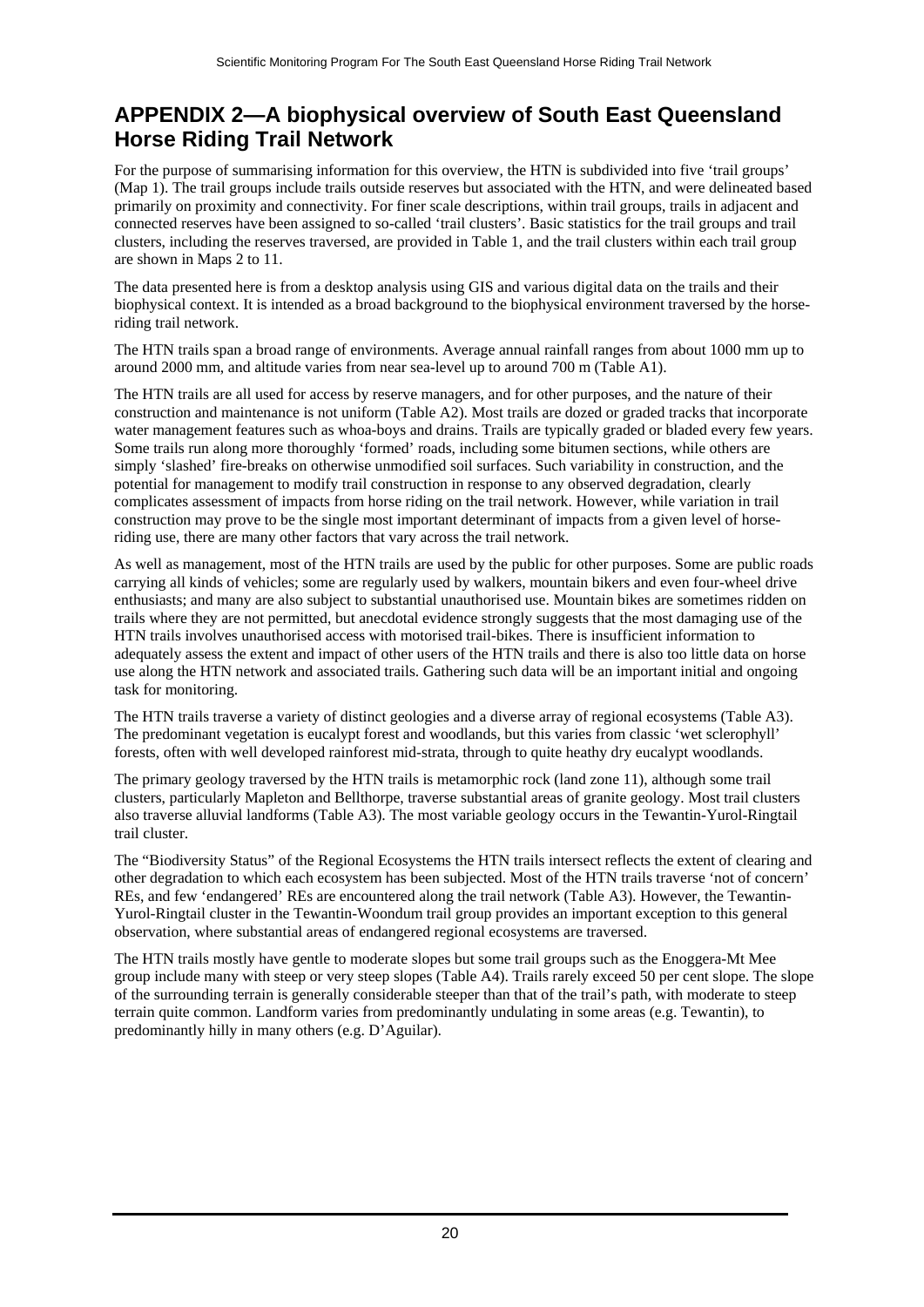# APPENDIX 2—A biophysical overview of South East Queensland Horse Riding Trail Network

For the purpose of summarising information for this overview, the HTN is subdivided into five 'trail groups' (Map 1). The trail groups include trails outside reserves but associated with the HTN, and were delineated based primarily on proximity and connectivity. For finer scale descriptions, within trail groups, trails in adjacent and connected reserves have been assigned to so-called 'trail clusters'. Basic statistics for the trail groups and trail clusters, including the reserves traversed, are provided in Table 1, and the trail clusters within each trail group are shown in Maps 2 to 11.

The data presented here is from a desktop analysis using GIS and various digital data on the trails and their biophysical context. It is intended as a broad background to the biophysical environment traversed by the horse-riding trail network.

The HTN trails span a broad range of environments. Average annual rainfall ranges from about 1000 mm up to around 2000 mm, and altitude varies from near sea-level up to around 700 m (Table A1).

The HTN trails are all used for access by reserve managers, and for other purposes, and the nature of their construction and maintenance is not uniform (Table A2). Most trails are dozed or graded tracks that incorporate water management features such as whoa-boys and drains. Trails are typically graded or bladed every few years. Some trails run along more thoroughly 'formed' roads, including some bitumen sections, while others are simply 'slashed' fire-breaks on otherwise unmodified soil surfaces. Such variability in construction, and the potential for management to modify trail construction in response to any observed degradation, clearly complicates assessment of impacts from horse riding on the trail network. However, while variation in trail construction may prove to be the single most important determinant of impacts from a given level of horse-riding use, there are many other factors that vary across the trail network.

As well as management, most of the HTN trails are used by the public for other purposes. Some are public roads carrying all kinds of vehicles; some are regularly used by walkers, mountain bikers and even four-wheel drive enthusiasts; and many are also subject to substantial unauthorised use. Mountain bikes are sometimes ridden on trails where they are not permitted, but anecdotal evidence strongly suggests that the most damaging use of the HTN trails involves unauthorised access with motorised trail-bikes. There is insufficient information to adequately assess the extent and impact of other users of the HTN trails and there is also too little data on horse use along the HTN network and associated trails. Gathering such data will be an important initial and ongoing task for monitoring.

The HTN trails traverse a variety of distinct geologies and a diverse array of regional ecosystems (Table A3). The predominant vegetation is eucalypt forest and woodlands, but this varies from classic 'wet sclerophyll' forests, often with well developed rainforest mid-strata, through to quite heathy dry eucalypt woodlands.

The primary geology traversed by the HTN trails is metamorphic rock (land zone 11), although some trail clusters, particularly Mapleton and Bellthorpe, traverse substantial areas of granite geology. Most trail clusters also traverse alluvial landforms (Table A3). The most variable geology occurs in the Tewantin-Yurol-Ringtail trail cluster.

The "Biodiversity Status" of the Regional Ecosystems the HTN trails intersect reflects the extent of clearing and other degradation to which each ecosystem has been subjected. Most of the HTN trails traverse 'not of concern' REs, and few 'endangered' REs are encountered along the trail network (Table A3). However, the Tewantin-Yurol-Ringtail cluster in the Tewantin-Woondum trail group provides an important exception to this general observation, where substantial areas of endangered regional ecosystems are traversed.

The HTN trails mostly have gentle to moderate slopes but some trail groups such as the Enoggera-Mt Mee group include many with steep or very steep slopes (Table A4). Trails rarely exceed 50 per cent slope. The slope of the surrounding terrain is generally considerable steeper than that of the trail's path, with moderate to steep terrain quite common. Landform varies from predominantly undulating in some areas (e.g. Tewantin), to predominantly hilly in many others (e.g. D'Aguilar).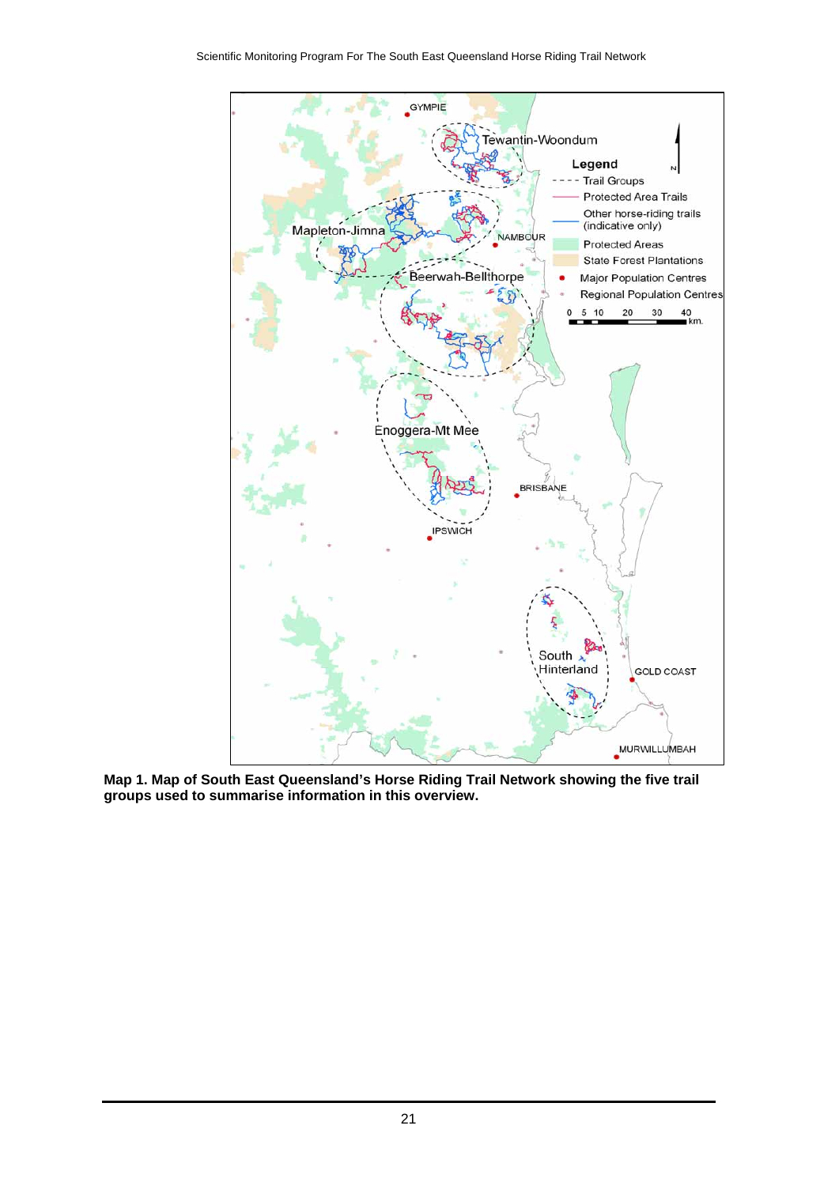**Map 1. Map of South East Queensland's Horse Riding Trail Network showing the five trail groups used to summarise information in this overview.**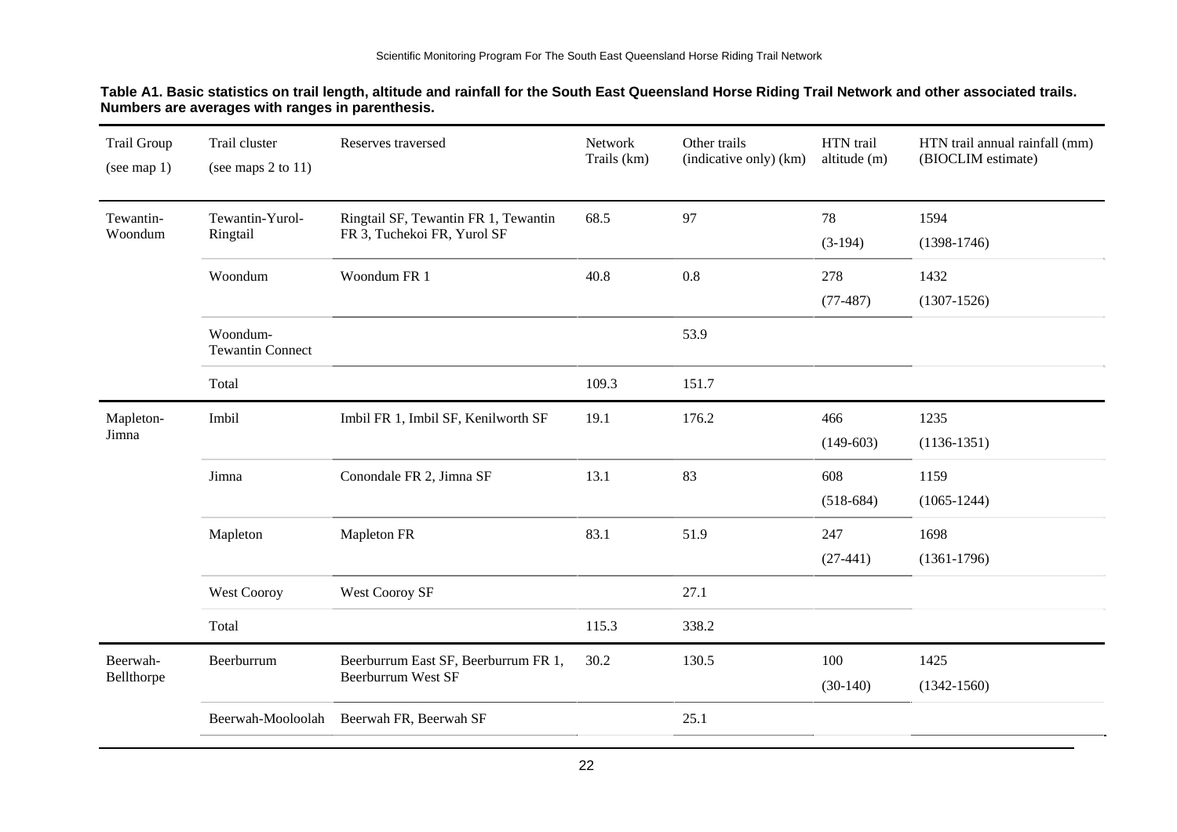**Table A1. Basic statistics on trail length, altitude and rainfall for the South East Queensland Horse Riding Trail Network and other associated trails. Numbers are averages with ranges in parenthesis.**

| Trail Group (see map 1) | Trail cluster (see maps 2 to 11) | Reserves traversed | Network Trails (km) | Other trails (indicative only) (km) | HTN trail altitude (m) | HTN trail annual rainfall (mm) (BIOCLIM estimate) |
|---|---|---|---|---|---|---|
| Tewantin-Woondum | Tewantin-Yurol-Ringtail | Ringtail SF, Tewantin FR 1, Tewantin FR 3, Tuchekoi FR, Yurol SF | 68.5 | 97 | 78 (3-194) | 1594 (1398-1746) |
| | Woondum | Woondum FR 1 | 40.8 | 0.8 | 278 (77-487) | 1432 (1307-1526) |
| | Woondum-Tewantin Connect | | | 53.9 | | |
| | Total | | 109.3 | 151.7 | | |
| Mapleton-Jimna | Imbil | Imbil FR 1, Imbil SF, Kenilworth SF | 19.1 | 176.2 | 466 (149-603) | 1235 (1136-1351) |
| | Jimna | Conondale FR 2, Jimna SF | 13.1 | 83 | 608 (518-684) | 1159 (1065-1244) |
| | Mapleton | Mapleton FR | 83.1 | 51.9 | 247 (27-441) | 1698 (1361-1796) |
| | West Cooroy | West Cooroy SF | | 27.1 | | |
| | Total | | 115.3 | 338.2 | | |
| Beerwah-Bellthorpe | Beerburrum | Beerburrum East SF, Beerburrum FR 1, Beerburrum West SF | 30.2 | 130.5 | 100 (30-140) | 1425 (1342-1560) |
| | Beerwah-Mooloolah | Beerwah FR, Beerwah SF | | 25.1 | | |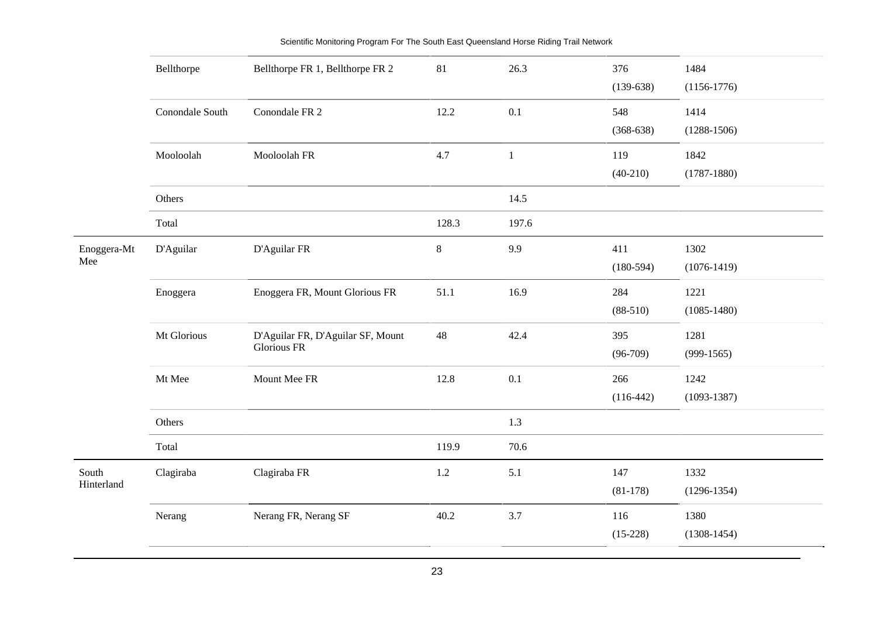| | | | | | | |
|---|---|---|---|---|---|---|
| | Bellthorpe | Bellthorpe FR 1, Bellthorpe FR 2 | 81 | 26.3 | 376 (139-638) | 1484 (1156-1776) |
| | Conondale South | Conondale FR 2 | 12.2 | 0.1 | 548 (368-638) | 1414 (1288-1506) |
| | Mooloolah | Mooloolah FR | 4.7 | 1 | 119 (40-210) | 1842 (1787-1880) |
| | Others | | | 14.5 | | |
| | Total | | 128.3 | 197.6 | | |
| Enoggera-Mt Mee | D'Aguilar | D'Aguilar FR | 8 | 9.9 | 411 (180-594) | 1302 (1076-1419) |
| | Enoggera | Enoggera FR, Mount Glorious FR | 51.1 | 16.9 | 284 (88-510) | 1221 (1085-1480) |
| | Mt Glorious | D'Aguilar FR, D'Aguilar SF, Mount Glorious FR | 48 | 42.4 | 395 (96-709) | 1281 (999-1565) |
| | Mt Mee | Mount Mee FR | 12.8 | 0.1 | 266 (116-442) | 1242 (1093-1387) |
| | Others | | | 1.3 | | |
| | Total | | 119.9 | 70.6 | | |
| South Hinterland | Clagiraba | Clagiraba FR | 1.2 | 5.1 | 147 (81-178) | 1332 (1296-1354) |
| | Nerang | Nerang FR, Nerang SF | 40.2 | 3.7 | 116 (15-228) | 1380 (1308-1454) |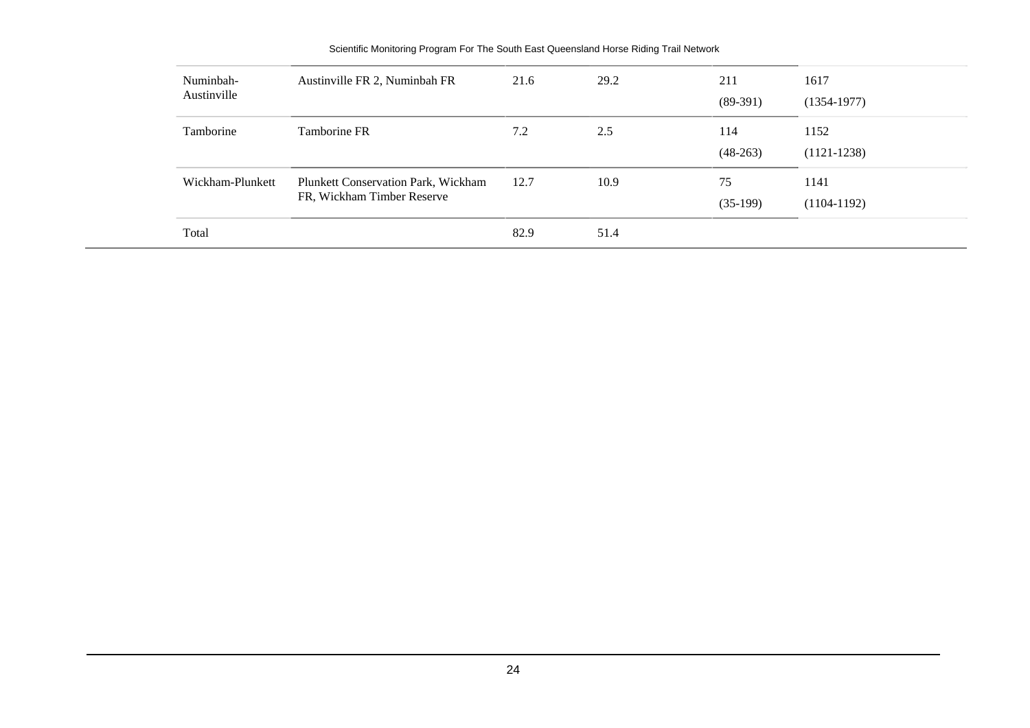| | | | | | |
|---|---|---|---|---|---|
| Numinbah-Austinville | Austinville FR 2, Numinbah FR | 21.6 | 29.2 | 211 (89-391) | 1617 (1354-1977) |
| Tamborine | Tamborine FR | 7.2 | 2.5 | 114 (48-263) | 1152 (1121-1238) |
| Wickham-Plunkett | Plunkett Conservation Park, Wickham FR, Wickham Timber Reserve | 12.7 | 10.9 | 75 (35-199) | 1141 (1104-1192) |
| Total | | 82.9 | 51.4 | | |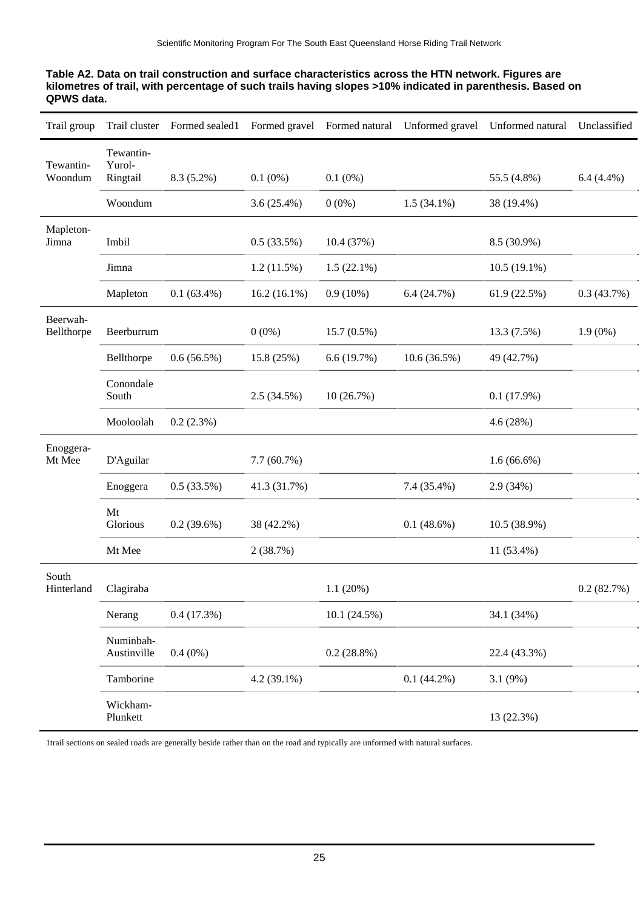**Table A2. Data on trail construction and surface characteristics across the HTN network. Figures are kilometres of trail, with percentage of such trails having slopes >10% indicated in parenthesis. Based on QPWS data.**

| Trail group | Trail cluster | Formed sealed1 | Formed gravel | Formed natural | Unformed gravel | Unformed natural | Unclassified |
|---|---|---|---|---|---|---|---|
| Tewantin-Woondum | Tewantin-Yurol-Ringtail | 8.3 (5.2%) | 0.1 (0%) | 0.1 (0%) | | 55.5 (4.8%) | 6.4 (4.4%) |
| | Woondum | | 3.6 (25.4%) | 0 (0%) | 1.5 (34.1%) | 38 (19.4%) | |
| Mapleton-Jimna | Imbil | | 0.5 (33.5%) | 10.4 (37%) | | 8.5 (30.9%) | |
| | Jimna | | 1.2 (11.5%) | 1.5 (22.1%) | | 10.5 (19.1%) | |
| | Mapleton | 0.1 (63.4%) | 16.2 (16.1%) | 0.9 (10%) | 6.4 (24.7%) | 61.9 (22.5%) | 0.3 (43.7%) |
| Beerwah-Bellthorpe | Beerburrum | | 0 (0%) | 15.7 (0.5%) | | 13.3 (7.5%) | 1.9 (0%) |
| | Bellthorpe | 0.6 (56.5%) | 15.8 (25%) | 6.6 (19.7%) | 10.6 (36.5%) | 49 (42.7%) | |
| | Conondale South | | 2.5 (34.5%) | 10 (26.7%) | | 0.1 (17.9%) | |
| | Mooloolah | 0.2 (2.3%) | | | | 4.6 (28%) | |
| Enoggera-Mt Mee | D'Aguilar | | 7.7 (60.7%) | | | 1.6 (66.6%) | |
| | Enoggera | 0.5 (33.5%) | 41.3 (31.7%) | | 7.4 (35.4%) | 2.9 (34%) | |
| | Mt Glorious | 0.2 (39.6%) | 38 (42.2%) | | 0.1 (48.6%) | 10.5 (38.9%) | |
| | Mt Mee | | 2 (38.7%) | | | 11 (53.4%) | |
| South Hinterland | Clagiraba | | | 1.1 (20%) | | | 0.2 (82.7%) |
| | Nerang | 0.4 (17.3%) | | 10.1 (24.5%) | | 34.1 (34%) | |
| | Numinbah-Austinville | 0.4 (0%) | | 0.2 (28.8%) | | 22.4 (43.3%) | |
| | Tamborine | | 4.2 (39.1%) | | 0.1 (44.2%) | 3.1 (9%) | |
| | Wickham-Plunkett | | | | | 13 (22.3%) | |

1trail sections on sealed roads are generally beside rather than on the road and typically are unformed with natural surfaces.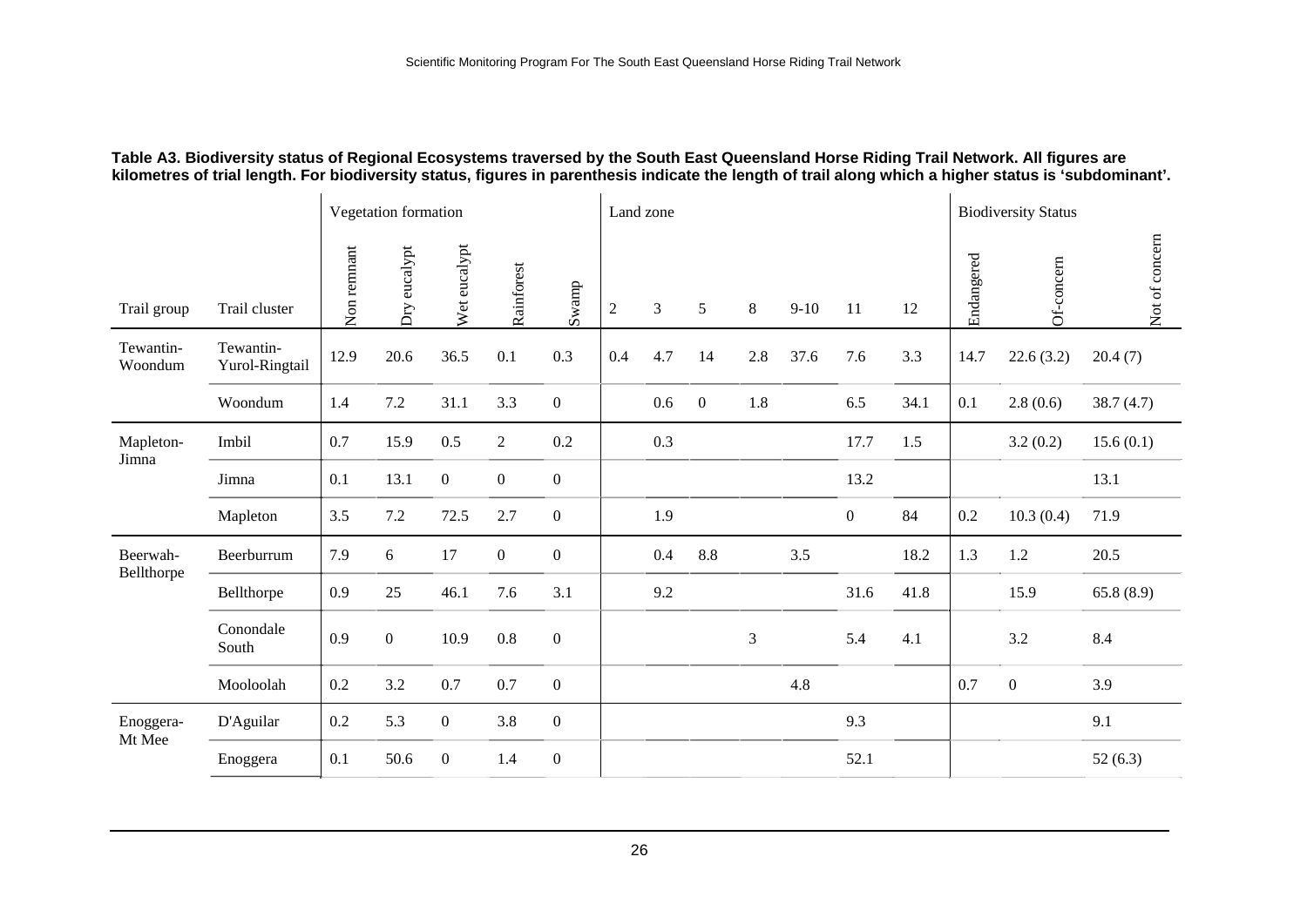**Table A3. Biodiversity status of Regional Ecosystems traversed by the South East Queensland Horse Riding Trail Network. All figures are kilometres of trial length. For biodiversity status, figures in parenthesis indicate the length of trail along which a higher status is 'subdominant'.**

| | | Vegetation formation | | | | | Land zone | | | | | | | Biodiversity Status | | |
|---|---|---|---|---|---|---|---|---|---|---|---|---|---|---|---|---|
| Trail group | Trail cluster | Non remnant | Dry eucalypt | Wet eucalypt | Rainforest | Swamp | 2 | 3 | 5 | 8 | 9-10 | 11 | 12 | Endangered | Of-concern | Not of concern |
| Tewantin-Woondum | Tewantin-Yurol-Ringtail | 12.9 | 20.6 | 36.5 | 0.1 | 0.3 | 0.4 | 4.7 | 14 | 2.8 | 37.6 | 7.6 | 3.3 | 14.7 | 22.6 (3.2) | 20.4 (7) |
| | Woondum | 1.4 | 7.2 | 31.1 | 3.3 | 0 | | 0.6 | 0 | 1.8 | | 6.5 | 34.1 | 0.1 | 2.8 (0.6) | 38.7 (4.7) |
| Mapleton-Jimna | Imbil | 0.7 | 15.9 | 0.5 | 2 | 0.2 | | 0.3 | | | | 17.7 | 1.5 | | 3.2 (0.2) | 15.6 (0.1) |
| | Jimna | 0.1 | 13.1 | 0 | 0 | 0 | | | | | | 13.2 | | | | 13.1 |
| | Mapleton | 3.5 | 7.2 | 72.5 | 2.7 | 0 | | 1.9 | | | | 0 | 84 | 0.2 | 10.3 (0.4) | 71.9 |
| Beerwah-Bellthorpe | Beerburrum | 7.9 | 6 | 17 | 0 | 0 | | 0.4 | 8.8 | | 3.5 | | 18.2 | 1.3 | 1.2 | 20.5 |
| | Bellthorpe | 0.9 | 25 | 46.1 | 7.6 | 3.1 | | 9.2 | | | | 31.6 | 41.8 | | 15.9 | 65.8 (8.9) |
| | Conondale South | 0.9 | 0 | 10.9 | 0.8 | 0 | | | | 3 | | 5.4 | 4.1 | | 3.2 | 8.4 |
| | Mooloolah | 0.2 | 3.2 | 0.7 | 0.7 | 0 | | | | | 4.8 | | | 0.7 | 0 | 3.9 |
| Enoggera-Mt Mee | D'Aguilar | 0.2 | 5.3 | 0 | 3.8 | 0 | | | | | | 9.3 | | | | 9.1 |
| | Enoggera | 0.1 | 50.6 | 0 | 1.4 | 0 | | | | | | 52.1 | | | | 52 (6.3) |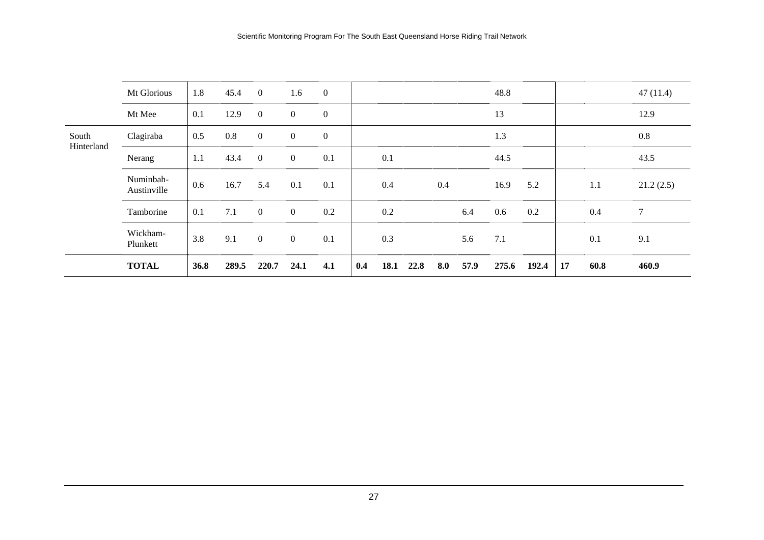| | | | | | | | | | | | | | | | | |
|---|---|---|---|---|---|---|---|---|---|---|---|---|---|---|---|---|
| | Mt Glorious | 1.8 | 45.4 | 0 | 1.6 | 0 | | | | | | 48.8 | | | | 47 (11.4) |
| | Mt Mee | 0.1 | 12.9 | 0 | 0 | 0 | | | | | | 13 | | | | 12.9 |
| South Hinterland | Clagiraba | 0.5 | 0.8 | 0 | 0 | 0 | | | | | | 1.3 | | | | 0.8 |
| | Nerang | 1.1 | 43.4 | 0 | 0 | 0.1 | | 0.1 | | | | 44.5 | | | | 43.5 |
| | Numinbah-Austinville | 0.6 | 16.7 | 5.4 | 0.1 | 0.1 | | 0.4 | | 0.4 | | 16.9 | 5.2 | | 1.1 | 21.2 (2.5) |
| | Tamborine | 0.1 | 7.1 | 0 | 0 | 0.2 | | 0.2 | | | 6.4 | 0.6 | 0.2 | | 0.4 | 7 |
| | Wickham-Plunkett | 3.8 | 9.1 | 0 | 0 | 0.1 | | 0.3 | | | 5.6 | 7.1 | | | 0.1 | 9.1 |
| | **TOTAL** | **36.8** | **289.5** | **220.7** | **24.1** | **4.1** | **0.4** | **18.1** | **22.8** | **8.0** | **57.9** | **275.6** | **192.4** | **17** | **60.8** | **460.9** |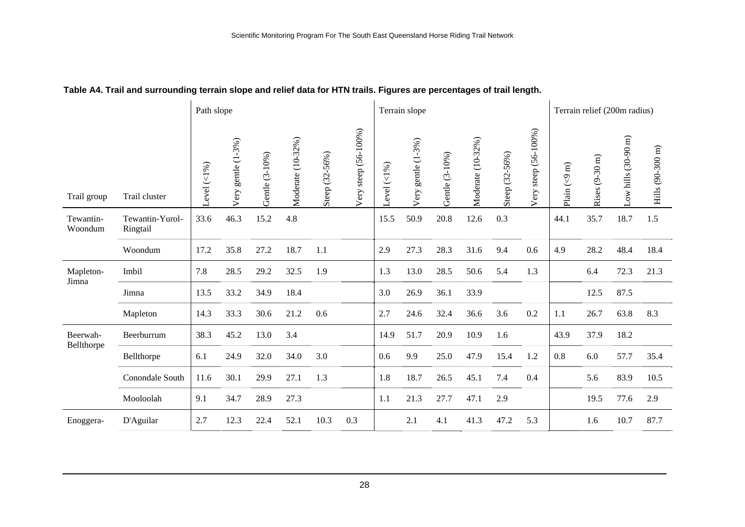**Table A4. Trail and surrounding terrain slope and relief data for HTN trails. Figures are percentages of trail length.**

| | | Path slope | | | | | | Terrain slope | | | | | | Terrain relief (200m radius) | | | |
|---|---|---|---|---|---|---|---|---|---|---|---|---|---|---|---|---|---|
| Trail group | Trail cluster | Level (<1%) | Very gentle (1-3%) | Gentle (3-10%) | Moderate (10-32%) | Steep (32-56%) | Very steep (56-100%) | Level (<1%) | Very gentle (1-3%) | Gentle (3-10%) | Moderate (10-32%) | Steep (32-56%) | Very steep (56-100%) | Plain (<9 m) | Rises (9-30 m) | Low hills (30-90 m) | Hills (90-300 m) |
| Tewantin-Woondum | Tewantin-Yurol-Ringtail | 33.6 | 46.3 | 15.2 | 4.8 | | | 15.5 | 50.9 | 20.8 | 12.6 | 0.3 | | 44.1 | 35.7 | 18.7 | 1.5 |
| | Woondum | 17.2 | 35.8 | 27.2 | 18.7 | 1.1 | | 2.9 | 27.3 | 28.3 | 31.6 | 9.4 | 0.6 | 4.9 | 28.2 | 48.4 | 18.4 |
| Mapleton-Jimna | Imbil | 7.8 | 28.5 | 29.2 | 32.5 | 1.9 | | 1.3 | 13.0 | 28.5 | 50.6 | 5.4 | 1.3 | | 6.4 | 72.3 | 21.3 |
| | Jimna | 13.5 | 33.2 | 34.9 | 18.4 | | | 3.0 | 26.9 | 36.1 | 33.9 | | | | 12.5 | 87.5 | |
| | Mapleton | 14.3 | 33.3 | 30.6 | 21.2 | 0.6 | | 2.7 | 24.6 | 32.4 | 36.6 | 3.6 | 0.2 | 1.1 | 26.7 | 63.8 | 8.3 |
| Beerwah-Bellthorpe | Beerburrum | 38.3 | 45.2 | 13.0 | 3.4 | | | 14.9 | 51.7 | 20.9 | 10.9 | 1.6 | | 43.9 | 37.9 | 18.2 | |
| | Bellthorpe | 6.1 | 24.9 | 32.0 | 34.0 | 3.0 | | 0.6 | 9.9 | 25.0 | 47.9 | 15.4 | 1.2 | 0.8 | 6.0 | 57.7 | 35.4 |
| | Conondale South | 11.6 | 30.1 | 29.9 | 27.1 | 1.3 | | 1.8 | 18.7 | 26.5 | 45.1 | 7.4 | 0.4 | | 5.6 | 83.9 | 10.5 |
| | Mooloolah | 9.1 | 34.7 | 28.9 | 27.3 | | | 1.1 | 21.3 | 27.7 | 47.1 | 2.9 | | | 19.5 | 77.6 | 2.9 |
| Enoggera- | D'Aguilar | 2.7 | 12.3 | 22.4 | 52.1 | 10.3 | 0.3 | | 2.1 | 4.1 | 41.3 | 47.2 | 5.3 | | 1.6 | 10.7 | 87.7 |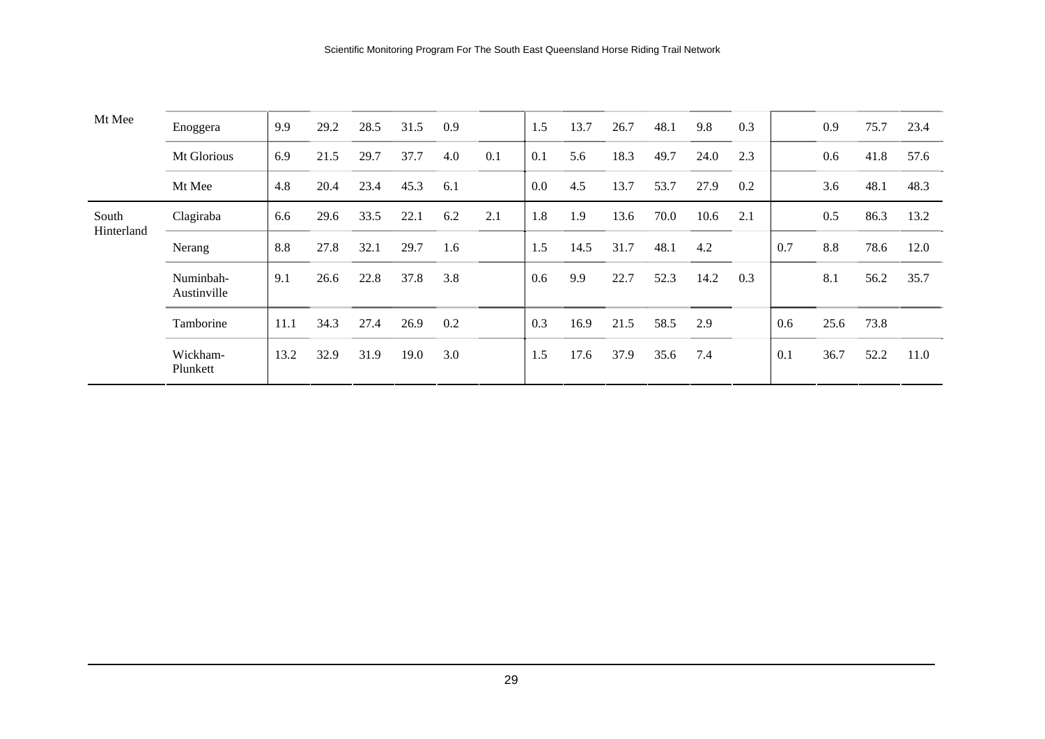| | | | | | | | | | | | | | | | | | |
|---|---|---|---|---|---|---|---|---|---|---|---|---|---|---|---|---|---|
| Mt Mee | Enoggera | 9.9 | 29.2 | 28.5 | 31.5 | 0.9 | | 1.5 | 13.7 | 26.7 | 48.1 | 9.8 | 0.3 | | 0.9 | 75.7 | 23.4 |
| | Mt Glorious | 6.9 | 21.5 | 29.7 | 37.7 | 4.0 | 0.1 | 0.1 | 5.6 | 18.3 | 49.7 | 24.0 | 2.3 | | 0.6 | 41.8 | 57.6 |
| | Mt Mee | 4.8 | 20.4 | 23.4 | 45.3 | 6.1 | | 0.0 | 4.5 | 13.7 | 53.7 | 27.9 | 0.2 | | 3.6 | 48.1 | 48.3 |
| South Hinterland | Clagiraba | 6.6 | 29.6 | 33.5 | 22.1 | 6.2 | 2.1 | 1.8 | 1.9 | 13.6 | 70.0 | 10.6 | 2.1 | | 0.5 | 86.3 | 13.2 |
| | Nerang | 8.8 | 27.8 | 32.1 | 29.7 | 1.6 | | 1.5 | 14.5 | 31.7 | 48.1 | 4.2 | | 0.7 | 8.8 | 78.6 | 12.0 |
| | Numinbah-Austinville | 9.1 | 26.6 | 22.8 | 37.8 | 3.8 | | 0.6 | 9.9 | 22.7 | 52.3 | 14.2 | 0.3 | | 8.1 | 56.2 | 35.7 |
| | Tamborine | 11.1 | 34.3 | 27.4 | 26.9 | 0.2 | | 0.3 | 16.9 | 21.5 | 58.5 | 2.9 | | 0.6 | 25.6 | 73.8 | |
| | Wickham-Plunkett | 13.2 | 32.9 | 31.9 | 19.0 | 3.0 | | 1.5 | 17.6 | 37.9 | 35.6 | 7.4 | | 0.1 | 36.7 | 52.2 | 11.0 |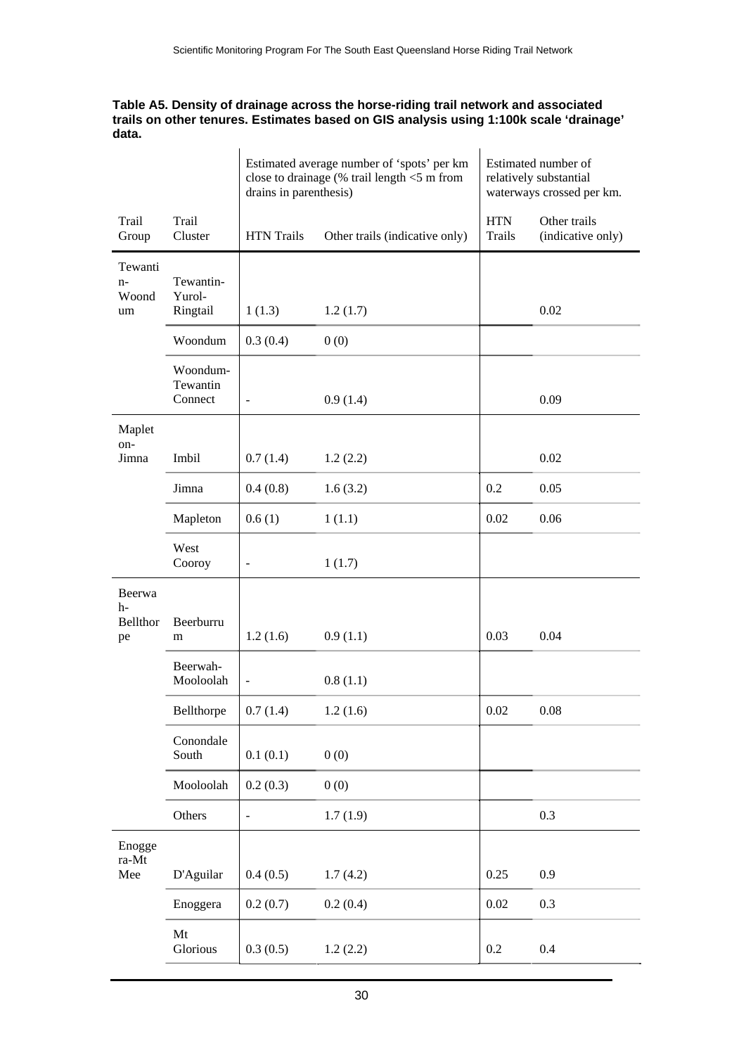**Table A5. Density of drainage across the horse-riding trail network and associated trails on other tenures. Estimates based on GIS analysis using 1:100k scale 'drainage' data.**

| | | Estimated average number of 'spots' per km close to drainage (% trail length <5 m from drains in parenthesis) | | Estimated number of relatively substantial waterways crossed per km. | |
|---|---|---|---|---|---|
| Trail Group | Trail Cluster | HTN Trails | Other trails (indicative only) | HTN Trails | Other trails (indicative only) |
| Tewantin-Woondum | Tewantin-Yurol-Ringtail | 1 (1.3) | 1.2 (1.7) | | 0.02 |
| | Woondum | 0.3 (0.4) | 0 (0) | | |
| | Woondum-Tewantin Connect | - | 0.9 (1.4) | | 0.09 |
| Mapleton-Jimna | Imbil | 0.7 (1.4) | 1.2 (2.2) | | 0.02 |
| | Jimna | 0.4 (0.8) | 1.6 (3.2) | 0.2 | 0.05 |
| | Mapleton | 0.6 (1) | 1 (1.1) | 0.02 | 0.06 |
| | West Cooroy | - | 1 (1.7) | | |
| Beerwah-Bellthorpe | Beerburrum | 1.2 (1.6) | 0.9 (1.1) | 0.03 | 0.04 |
| | Beerwah-Mooloolah | - | 0.8 (1.1) | | |
| | Bellthorpe | 0.7 (1.4) | 1.2 (1.6) | 0.02 | 0.08 |
| | Conondale South | 0.1 (0.1) | 0 (0) | | |
| | Mooloolah | 0.2 (0.3) | 0 (0) | | |
| | Others | - | 1.7 (1.9) | | 0.3 |
| Enoggera-Mt Mee | D'Aguilar | 0.4 (0.5) | 1.7 (4.2) | 0.25 | 0.9 |
| | Enoggera | 0.2 (0.7) | 0.2 (0.4) | 0.02 | 0.3 |
| | Mt Glorious | 0.3 (0.5) | 1.2 (2.2) | 0.2 | 0.4 |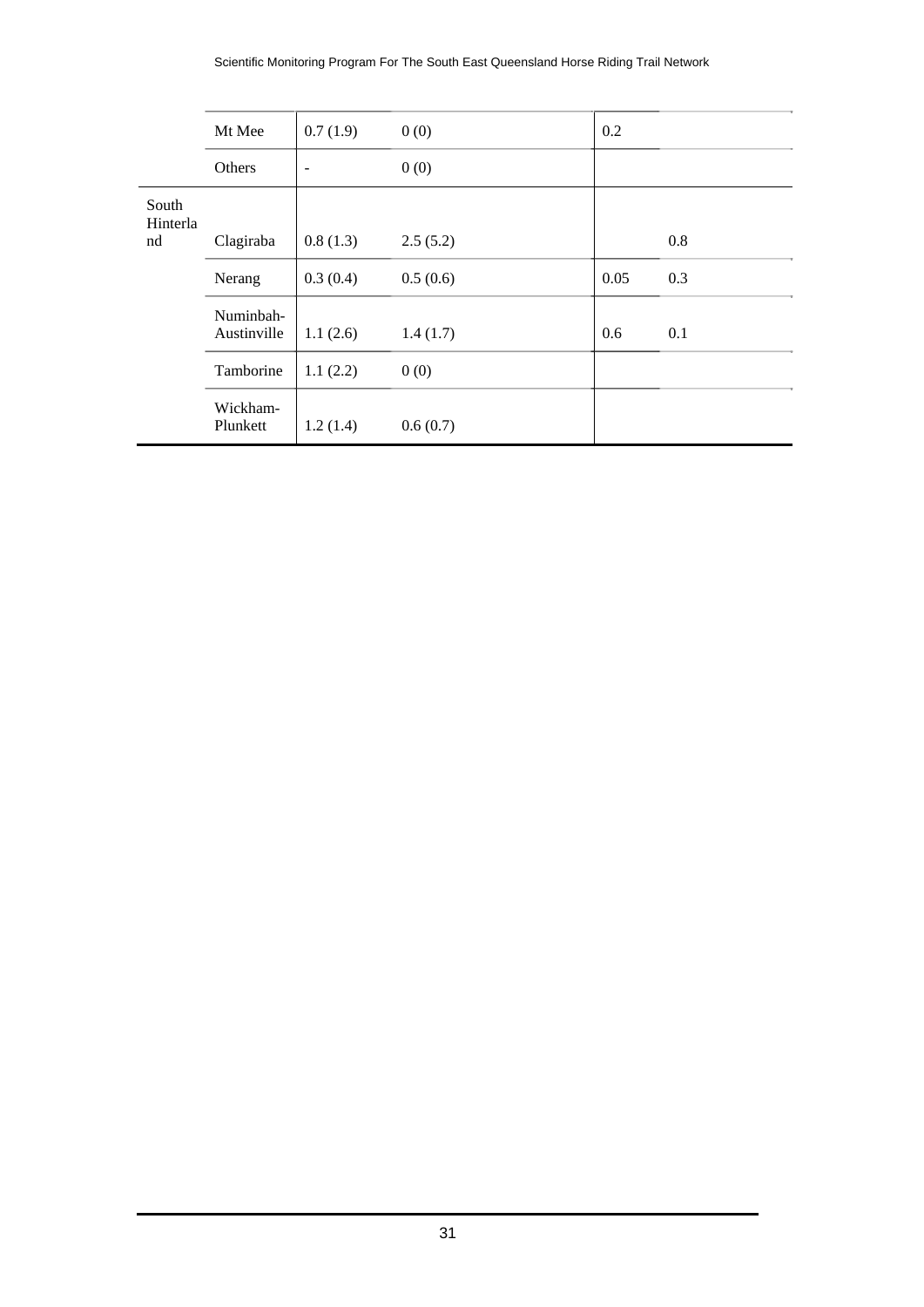| | | | | | |
|---|---|---|---|---|---|
| | Mt Mee | 0.7 (1.9) | 0 (0) | 0.2 | |
| | Others | - | 0 (0) | | |
| South Hinterland | Clagiraba | 0.8 (1.3) | 2.5 (5.2) | | 0.8 |
| | Nerang | 0.3 (0.4) | 0.5 (0.6) | 0.05 | 0.3 |
| | Numinbah-Austinville | 1.1 (2.6) | 1.4 (1.7) | 0.6 | 0.1 |
| | Tamborine | 1.1 (2.2) | 0 (0) | | |
| | Wickham-Plunkett | 1.2 (1.4) | 0.6 (0.7) | | |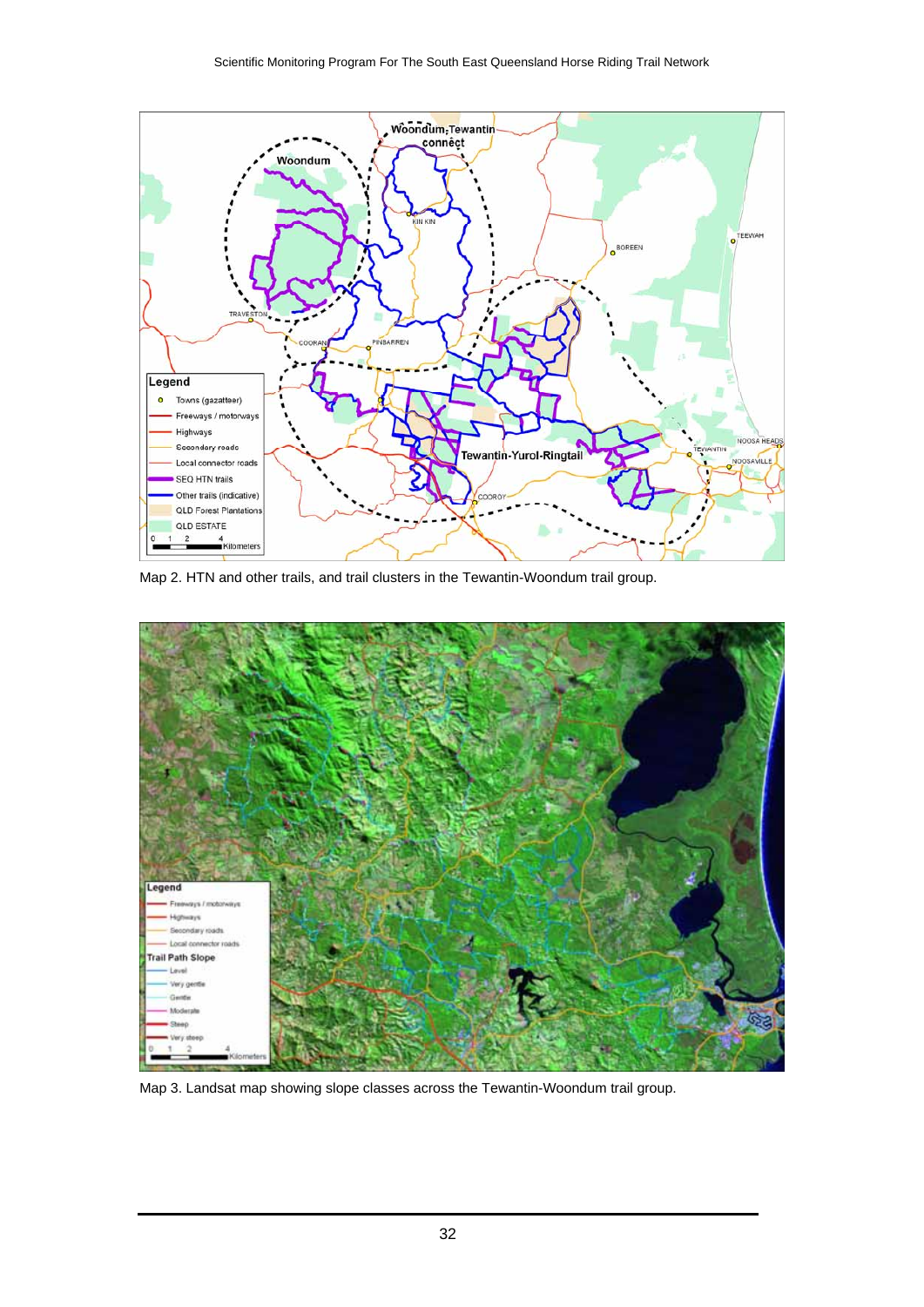Map 2. HTN and other trails, and trail clusters in the Tewantin-Woondum trail group.

Map 3. Landsat map showing slope classes across the Tewantin-Woondum trail group.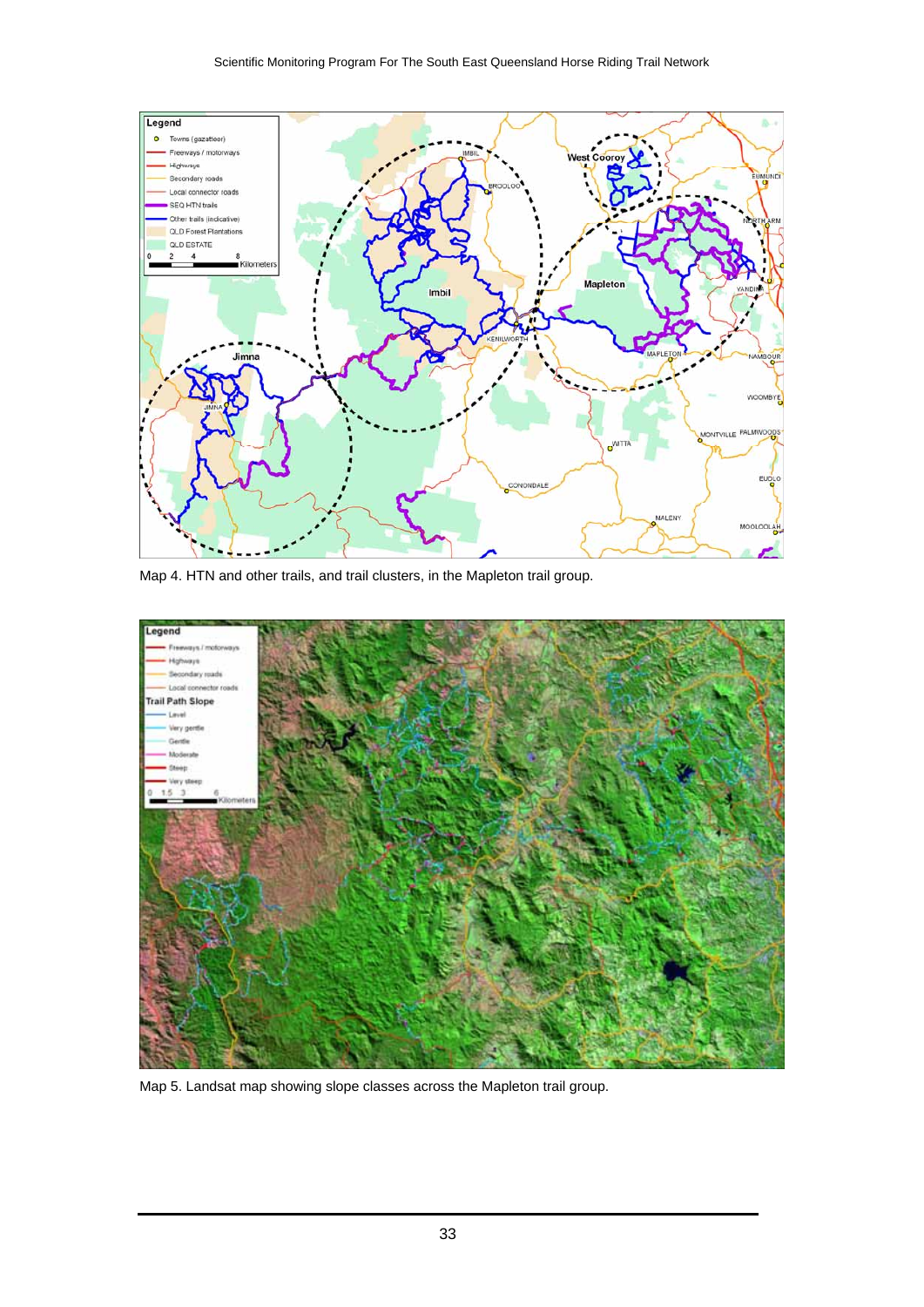Map 4. HTN and other trails, and trail clusters, in the Mapleton trail group.

Map 5. Landsat map showing slope classes across the Mapleton trail group.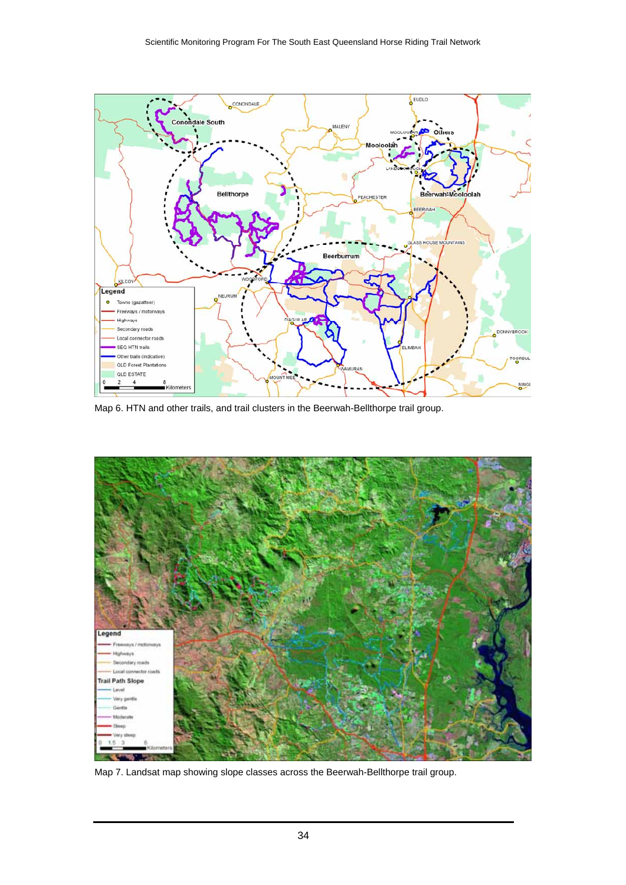Map 6. HTN and other trails, and trail clusters in the Beerwah-Bellthorpe trail group.

Map 7. Landsat map showing slope classes across the Beerwah-Bellthorpe trail group.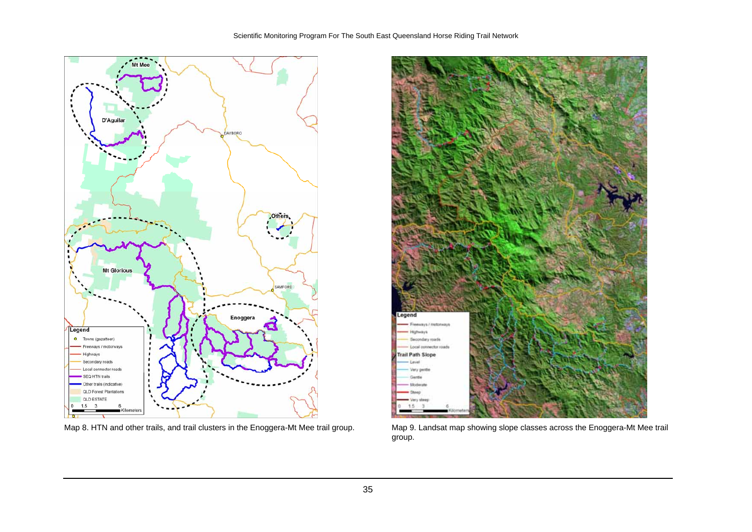Map 8. HTN and other trails, and trail clusters in the Enoggera-Mt Mee trail group.

Map 9. Landsat map showing slope classes across the Enoggera-Mt Mee trail group.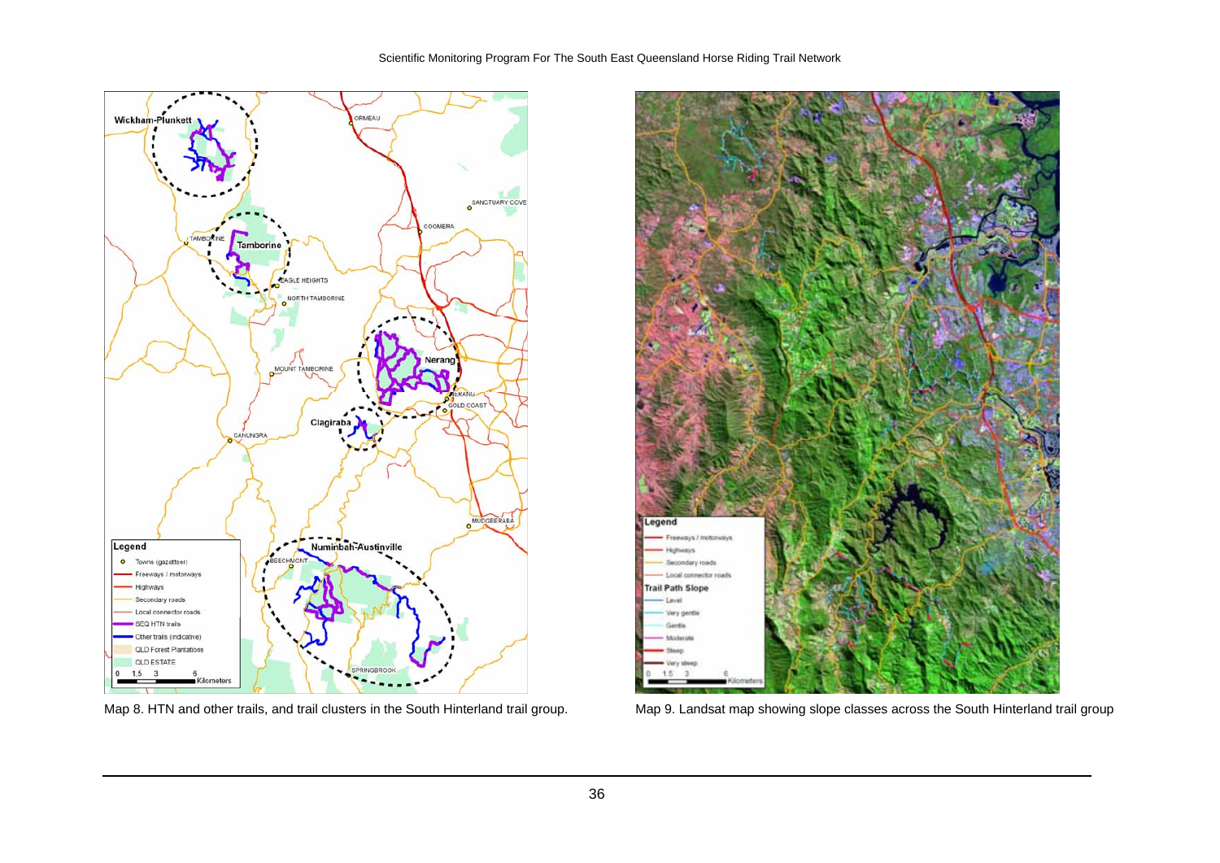Map 8. HTN and other trails, and trail clusters in the South Hinterland trail group.

Map 9. Landsat map showing slope classes across the South Hinterland trail group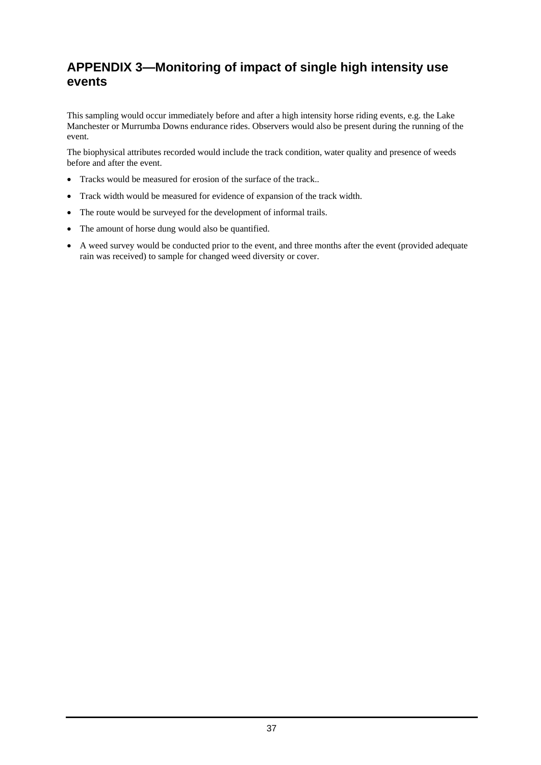## APPENDIX 3—Monitoring of impact of single high intensity use events

This sampling would occur immediately before and after a high intensity horse riding events, e.g. the Lake Manchester or Murrumba Downs endurance rides. Observers would also be present during the running of the event.

The biophysical attributes recorded would include the track condition, water quality and presence of weeds before and after the event.

- Tracks would be measured for erosion of the surface of the track..
- Track width would be measured for evidence of expansion of the track width.
- The route would be surveyed for the development of informal trails.
- The amount of horse dung would also be quantified.
- A weed survey would be conducted prior to the event, and three months after the event (provided adequate rain was received) to sample for changed weed diversity or cover.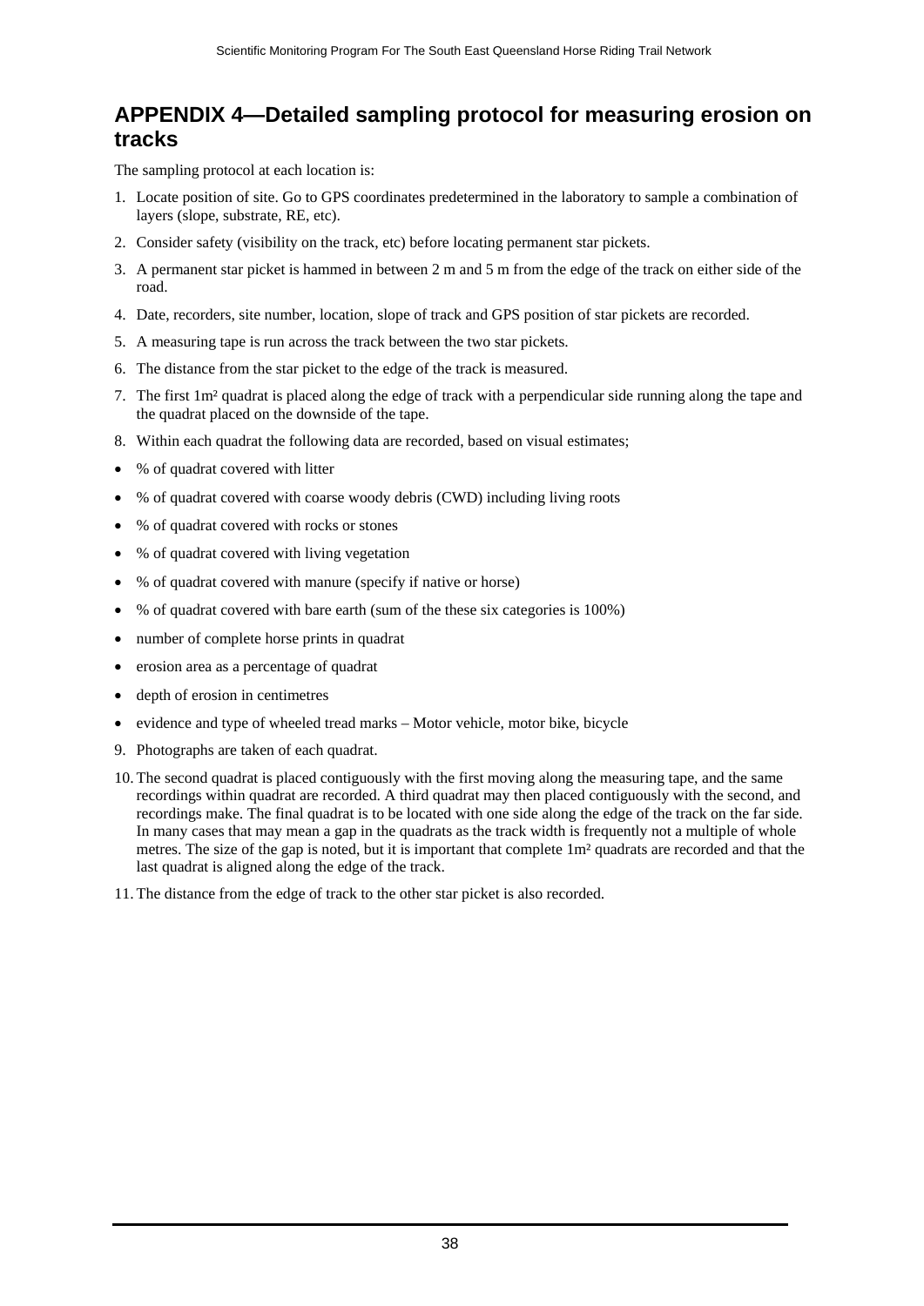## APPENDIX 4—Detailed sampling protocol for measuring erosion on tracks

The sampling protocol at each location is:

1. Locate position of site. Go to GPS coordinates predetermined in the laboratory to sample a combination of layers (slope, substrate, RE, etc).
2. Consider safety (visibility on the track, etc) before locating permanent star pickets.
3. A permanent star picket is hammed in between 2 m and 5 m from the edge of the track on either side of the road.
4. Date, recorders, site number, location, slope of track and GPS position of star pickets are recorded.
5. A measuring tape is run across the track between the two star pickets.
6. The distance from the star picket to the edge of the track is measured.
7. The first 1m² quadrat is placed along the edge of track with a perpendicular side running along the tape and the quadrat placed on the downside of the tape.
8. Within each quadrat the following data are recorded, based on visual estimates;

- % of quadrat covered with litter
- % of quadrat covered with coarse woody debris (CWD) including living roots
- % of quadrat covered with rocks or stones
- % of quadrat covered with living vegetation
- % of quadrat covered with manure (specify if native or horse)
- % of quadrat covered with bare earth (sum of the these six categories is 100%)
- number of complete horse prints in quadrat
- erosion area as a percentage of quadrat
- depth of erosion in centimetres
- evidence and type of wheeled tread marks – Motor vehicle, motor bike, bicycle

9. Photographs are taken of each quadrat.
10. The second quadrat is placed contiguously with the first moving along the measuring tape, and the same recordings within quadrat are recorded. A third quadrat may then placed contiguously with the second, and recordings make. The final quadrat is to be located with one side along the edge of the track on the far side. In many cases that may mean a gap in the quadrats as the track width is frequently not a multiple of whole metres. The size of the gap is noted, but it is important that complete 1m² quadrats are recorded and that the last quadrat is aligned along the edge of the track.
11. The distance from the edge of track to the other star picket is also recorded.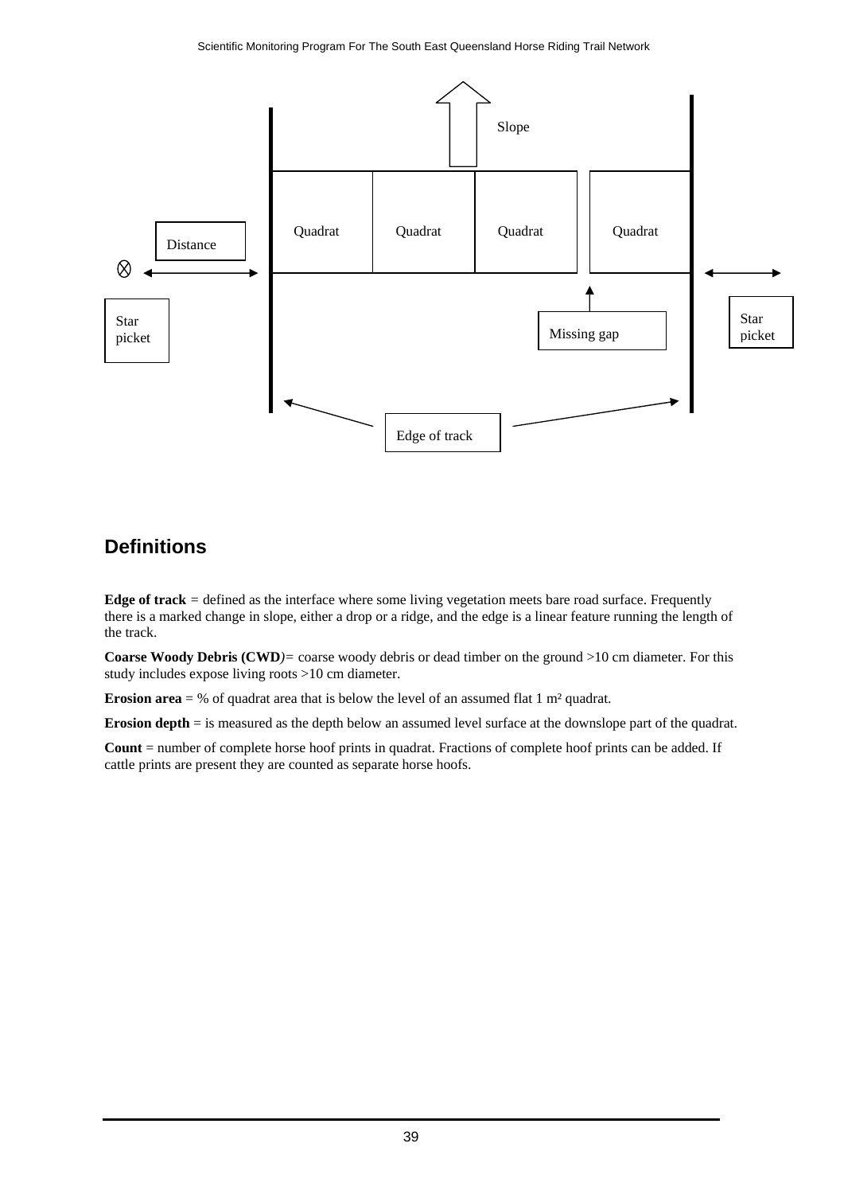Slope

Quadrat | Quadrat | Quadrat | Quadrat

Distance

Star picket

Missing gap

Star picket

Edge of track

## Definitions

**Edge of track** = defined as the interface where some living vegetation meets bare road surface. Frequently there is a marked change in slope, either a drop or a ridge, and the edge is a linear feature running the length of the track.

**Coarse Woody Debris (CWD**)= coarse woody debris or dead timber on the ground >10 cm diameter. For this study includes expose living roots >10 cm diameter.

**Erosion area** = % of quadrat area that is below the level of an assumed flat 1 m² quadrat.

**Erosion depth** = is measured as the depth below an assumed level surface at the downslope part of the quadrat.

**Count** = number of complete horse hoof prints in quadrat. Fractions of complete hoof prints can be added. If cattle prints are present they are counted as separate horse hoofs.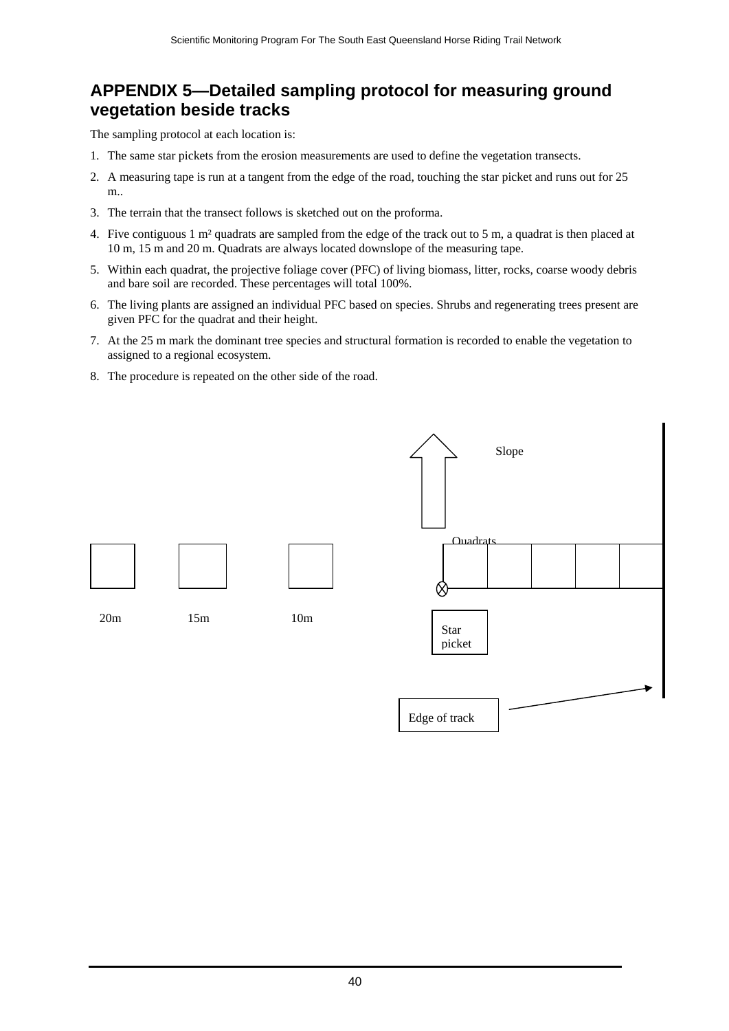## APPENDIX 5—Detailed sampling protocol for measuring ground vegetation beside tracks

The sampling protocol at each location is:

1. The same star pickets from the erosion measurements are used to define the vegetation transects.
2. A measuring tape is run at a tangent from the edge of the road, touching the star picket and runs out for 25 m..
3. The terrain that the transect follows is sketched out on the proforma.
4. Five contiguous 1 m² quadrats are sampled from the edge of the track out to 5 m, a quadrat is then placed at 10 m, 15 m and 20 m. Quadrats are always located downslope of the measuring tape.
5. Within each quadrat, the projective foliage cover (PFC) of living biomass, litter, rocks, coarse woody debris and bare soil are recorded. These percentages will total 100%.
6. The living plants are assigned an individual PFC based on species. Shrubs and regenerating trees present are given PFC for the quadrat and their height.
7. At the 25 m mark the dominant tree species and structural formation is recorded to enable the vegetation to assigned to a regional ecosystem.
8. The procedure is repeated on the other side of the road.

Slope

Quadrats

20m 15m 10m

Star picket

Edge of track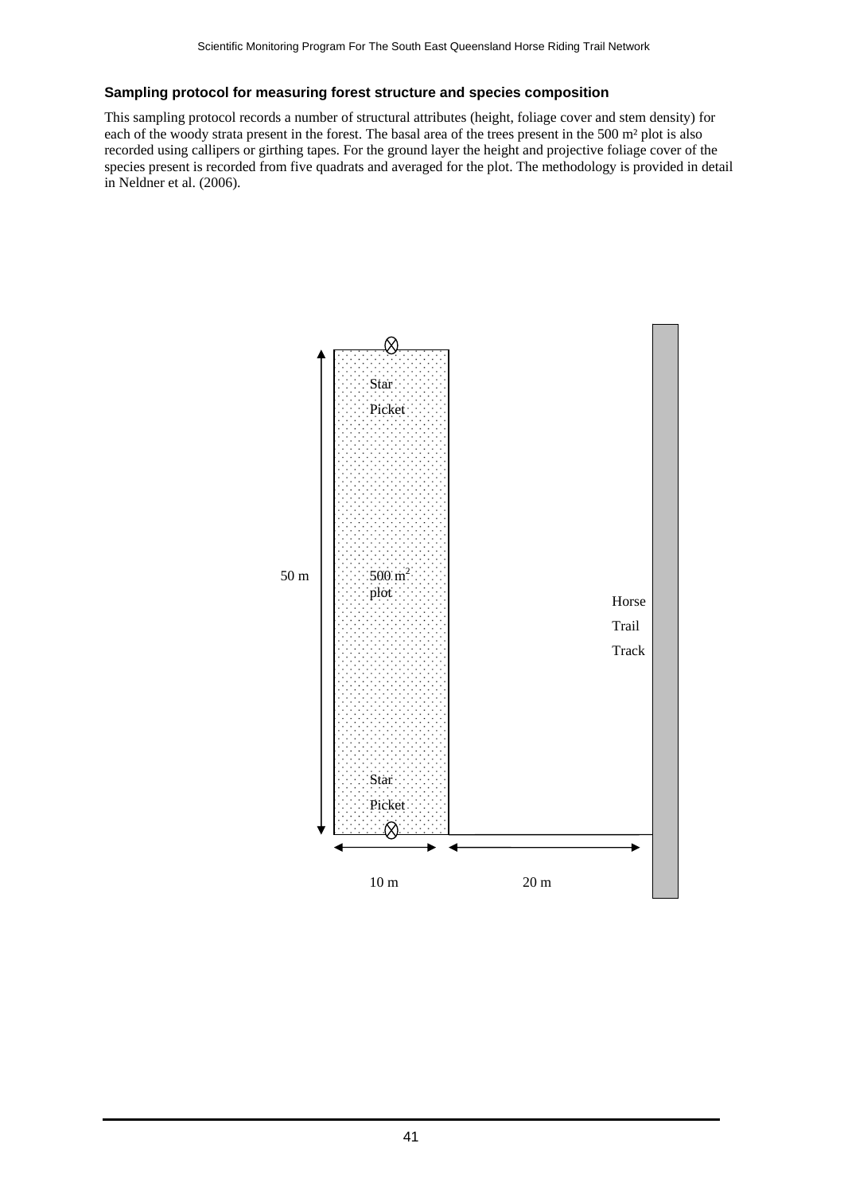**Sampling protocol for measuring forest structure and species composition**

This sampling protocol records a number of structural attributes (height, foliage cover and stem density) for each of the woody strata present in the forest. The basal area of the trees present in the 500 m² plot is also recorded using callipers or girthing tapes. For the ground layer the height and projective foliage cover of the species present is recorded from five quadrats and averaged for the plot. The methodology is provided in detail in Neldner et al. (2006).

Star Picket

50 m

500 m² plot

Horse Trail Track

Star Picket

10 m

20 m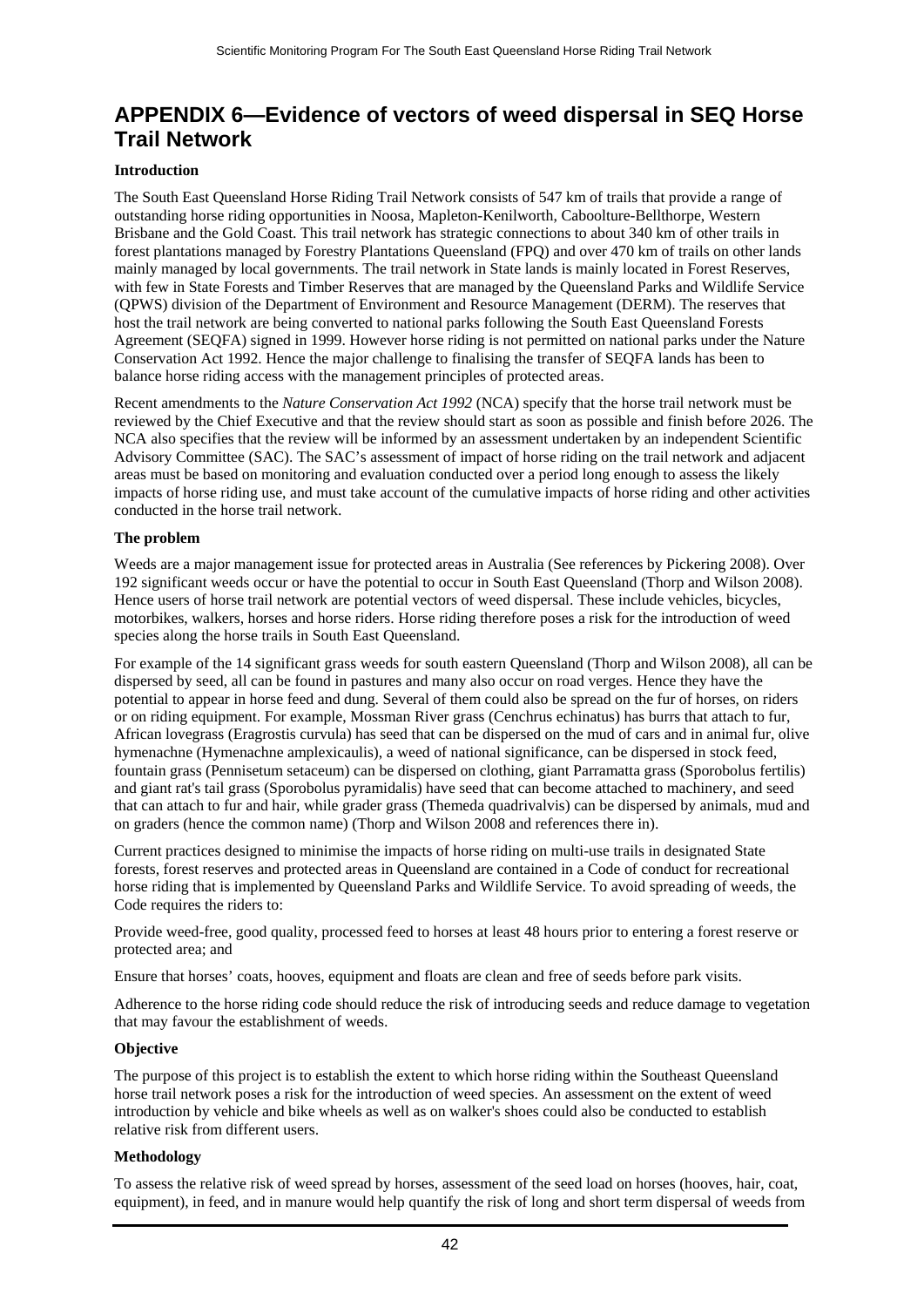# APPENDIX 6—Evidence of vectors of weed dispersal in SEQ Horse Trail Network

**Introduction**

The South East Queensland Horse Riding Trail Network consists of 547 km of trails that provide a range of outstanding horse riding opportunities in Noosa, Mapleton-Kenilworth, Caboolture-Bellthorpe, Western Brisbane and the Gold Coast. This trail network has strategic connections to about 340 km of other trails in forest plantations managed by Forestry Plantations Queensland (FPQ) and over 470 km of trails on other lands mainly managed by local governments. The trail network in State lands is mainly located in Forest Reserves, with few in State Forests and Timber Reserves that are managed by the Queensland Parks and Wildlife Service (QPWS) division of the Department of Environment and Resource Management (DERM). The reserves that host the trail network are being converted to national parks following the South East Queensland Forests Agreement (SEQFA) signed in 1999. However horse riding is not permitted on national parks under the Nature Conservation Act 1992. Hence the major challenge to finalising the transfer of SEQFA lands has been to balance horse riding access with the management principles of protected areas.

Recent amendments to the *Nature Conservation Act 1992* (NCA) specify that the horse trail network must be reviewed by the Chief Executive and that the review should start as soon as possible and finish before 2026. The NCA also specifies that the review will be informed by an assessment undertaken by an independent Scientific Advisory Committee (SAC). The SAC's assessment of impact of horse riding on the trail network and adjacent areas must be based on monitoring and evaluation conducted over a period long enough to assess the likely impacts of horse riding use, and must take account of the cumulative impacts of horse riding and other activities conducted in the horse trail network.

**The problem**

Weeds are a major management issue for protected areas in Australia (See references by Pickering 2008). Over 192 significant weeds occur or have the potential to occur in South East Queensland (Thorp and Wilson 2008). Hence users of horse trail network are potential vectors of weed dispersal. These include vehicles, bicycles, motorbikes, walkers, horses and horse riders. Horse riding therefore poses a risk for the introduction of weed species along the horse trails in South East Queensland.

For example of the 14 significant grass weeds for south eastern Queensland (Thorp and Wilson 2008), all can be dispersed by seed, all can be found in pastures and many also occur on road verges. Hence they have the potential to appear in horse feed and dung. Several of them could also be spread on the fur of horses, on riders or on riding equipment. For example, Mossman River grass (Cenchrus echinatus) has burrs that attach to fur, African lovegrass (Eragrostis curvula) has seed that can be dispersed on the mud of cars and in animal fur, olive hymenachne (Hymenachne amplexicaulis), a weed of national significance, can be dispersed in stock feed, fountain grass (Pennisetum setaceum) can be dispersed on clothing, giant Parramatta grass (Sporobolus fertilis) and giant rat's tail grass (Sporobolus pyramidalis) have seed that can become attached to machinery, and seed that can attach to fur and hair, while grader grass (Themeda quadrivalvis) can be dispersed by animals, mud and on graders (hence the common name) (Thorp and Wilson 2008 and references there in).

Current practices designed to minimise the impacts of horse riding on multi-use trails in designated State forests, forest reserves and protected areas in Queensland are contained in a Code of conduct for recreational horse riding that is implemented by Queensland Parks and Wildlife Service. To avoid spreading of weeds, the Code requires the riders to:

Provide weed-free, good quality, processed feed to horses at least 48 hours prior to entering a forest reserve or protected area; and

Ensure that horses' coats, hooves, equipment and floats are clean and free of seeds before park visits.

Adherence to the horse riding code should reduce the risk of introducing seeds and reduce damage to vegetation that may favour the establishment of weeds.

**Objective**

The purpose of this project is to establish the extent to which horse riding within the Southeast Queensland horse trail network poses a risk for the introduction of weed species. An assessment on the extent of weed introduction by vehicle and bike wheels as well as on walker's shoes could also be conducted to establish relative risk from different users.

**Methodology**

To assess the relative risk of weed spread by horses, assessment of the seed load on horses (hooves, hair, coat, equipment), in feed, and in manure would help quantify the risk of long and short term dispersal of weeds from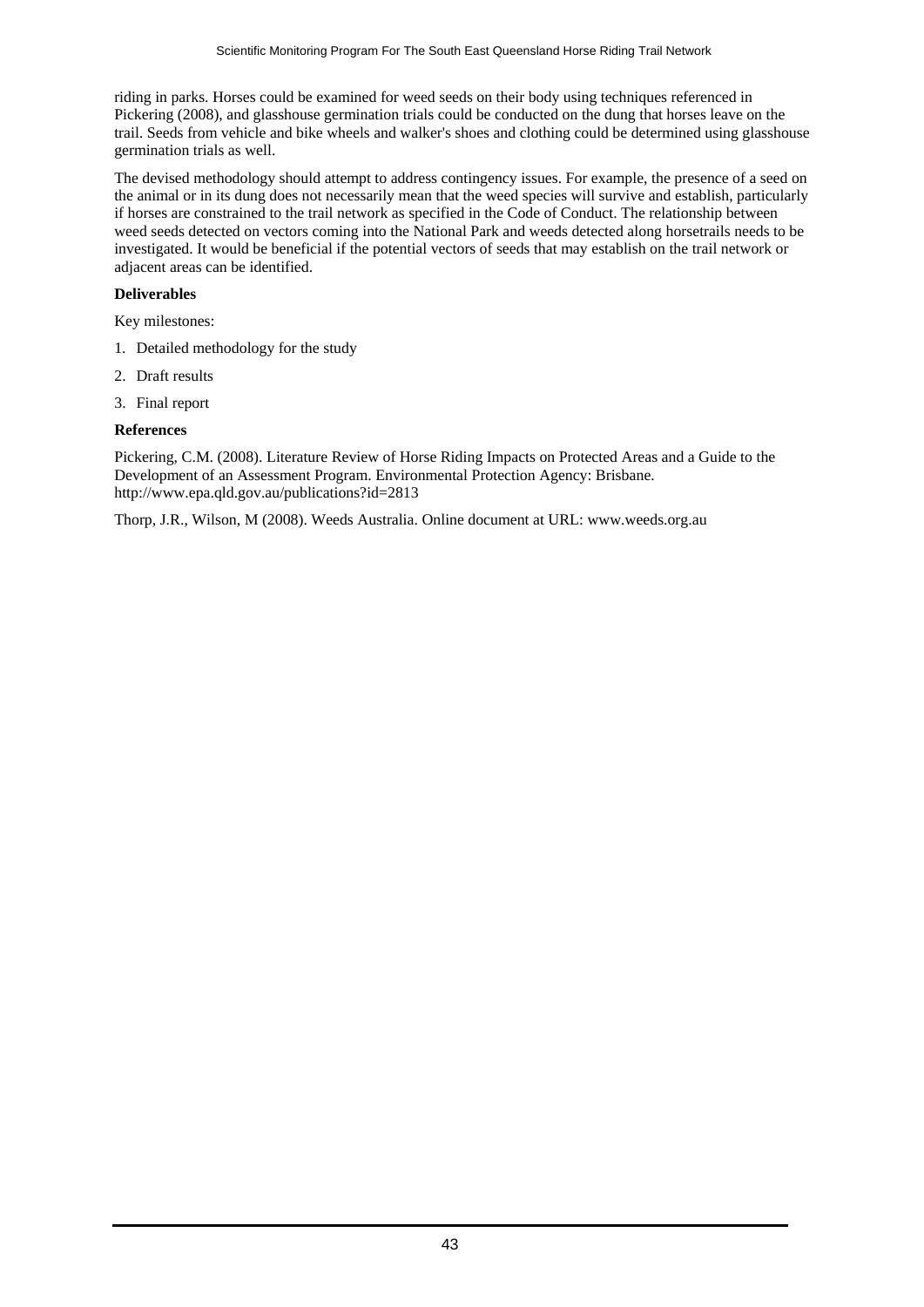riding in parks. Horses could be examined for weed seeds on their body using techniques referenced in Pickering (2008), and glasshouse germination trials could be conducted on the dung that horses leave on the trail. Seeds from vehicle and bike wheels and walker's shoes and clothing could be determined using glasshouse germination trials as well.

The devised methodology should attempt to address contingency issues. For example, the presence of a seed on the animal or in its dung does not necessarily mean that the weed species will survive and establish, particularly if horses are constrained to the trail network as specified in the Code of Conduct. The relationship between weed seeds detected on vectors coming into the National Park and weeds detected along horsetrails needs to be investigated. It would be beneficial if the potential vectors of seeds that may establish on the trail network or adjacent areas can be identified.

**Deliverables**

Key milestones:

1. Detailed methodology for the study
2. Draft results
3. Final report

**References**

Pickering, C.M. (2008). Literature Review of Horse Riding Impacts on Protected Areas and a Guide to the Development of an Assessment Program. Environmental Protection Agency: Brisbane. http://www.epa.qld.gov.au/publications?id=2813

Thorp, J.R., Wilson, M (2008). Weeds Australia. Online document at URL: www.weeds.org.au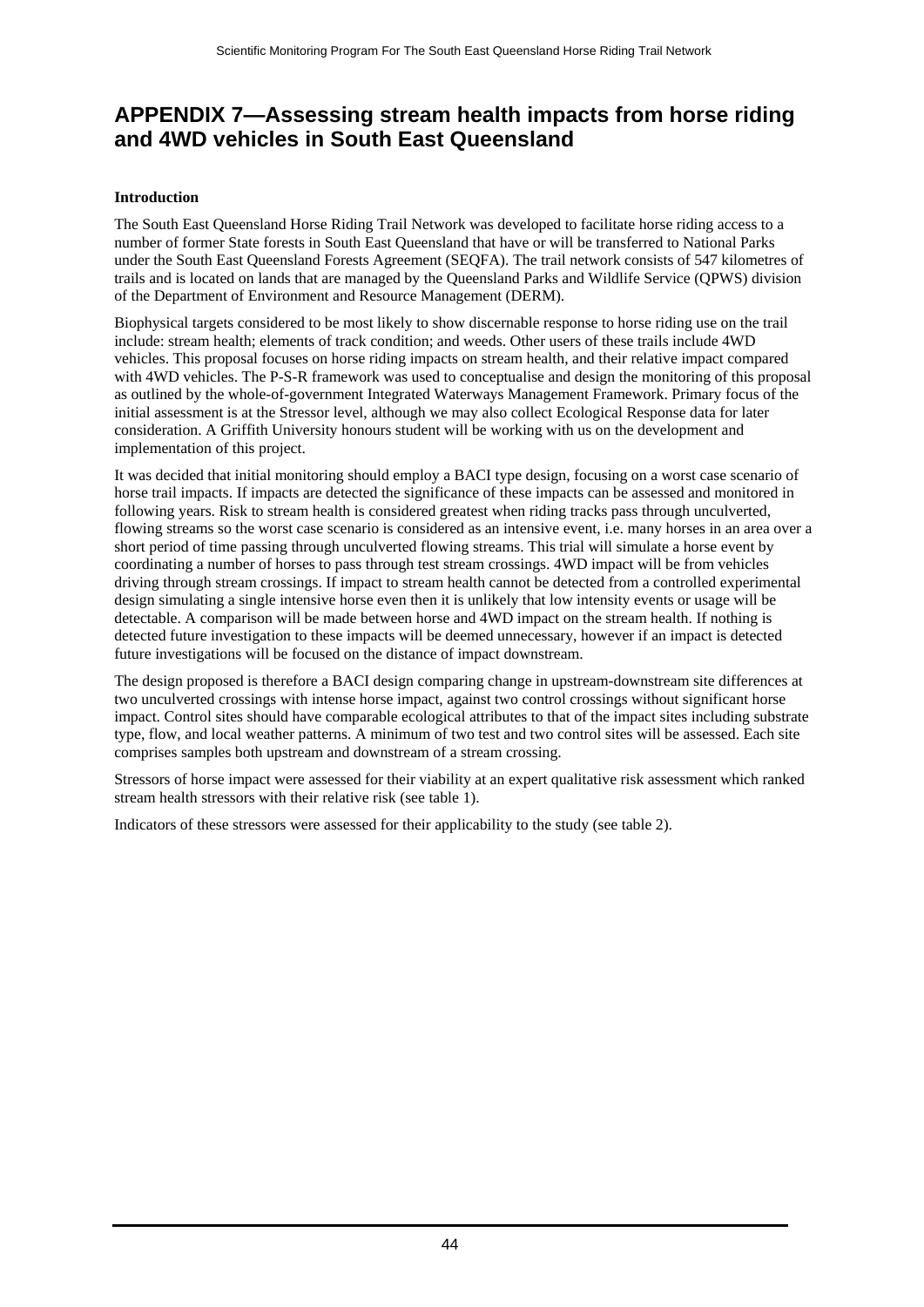# APPENDIX 7—Assessing stream health impacts from horse riding and 4WD vehicles in South East Queensland

**Introduction**

The South East Queensland Horse Riding Trail Network was developed to facilitate horse riding access to a number of former State forests in South East Queensland that have or will be transferred to National Parks under the South East Queensland Forests Agreement (SEQFA). The trail network consists of 547 kilometres of trails and is located on lands that are managed by the Queensland Parks and Wildlife Service (QPWS) division of the Department of Environment and Resource Management (DERM).

Biophysical targets considered to be most likely to show discernable response to horse riding use on the trail include: stream health; elements of track condition; and weeds. Other users of these trails include 4WD vehicles. This proposal focuses on horse riding impacts on stream health, and their relative impact compared with 4WD vehicles. The P-S-R framework was used to conceptualise and design the monitoring of this proposal as outlined by the whole-of-government Integrated Waterways Management Framework. Primary focus of the initial assessment is at the Stressor level, although we may also collect Ecological Response data for later consideration. A Griffith University honours student will be working with us on the development and implementation of this project.

It was decided that initial monitoring should employ a BACI type design, focusing on a worst case scenario of horse trail impacts. If impacts are detected the significance of these impacts can be assessed and monitored in following years. Risk to stream health is considered greatest when riding tracks pass through unculverted, flowing streams so the worst case scenario is considered as an intensive event, i.e. many horses in an area over a short period of time passing through unculverted flowing streams. This trial will simulate a horse event by coordinating a number of horses to pass through test stream crossings. 4WD impact will be from vehicles driving through stream crossings. If impact to stream health cannot be detected from a controlled experimental design simulating a single intensive horse even then it is unlikely that low intensity events or usage will be detectable. A comparison will be made between horse and 4WD impact on the stream health. If nothing is detected future investigation to these impacts will be deemed unnecessary, however if an impact is detected future investigations will be focused on the distance of impact downstream.

The design proposed is therefore a BACI design comparing change in upstream-downstream site differences at two unculverted crossings with intense horse impact, against two control crossings without significant horse impact. Control sites should have comparable ecological attributes to that of the impact sites including substrate type, flow, and local weather patterns. A minimum of two test and two control sites will be assessed. Each site comprises samples both upstream and downstream of a stream crossing.

Stressors of horse impact were assessed for their viability at an expert qualitative risk assessment which ranked stream health stressors with their relative risk (see table 1).

Indicators of these stressors were assessed for their applicability to the study (see table 2).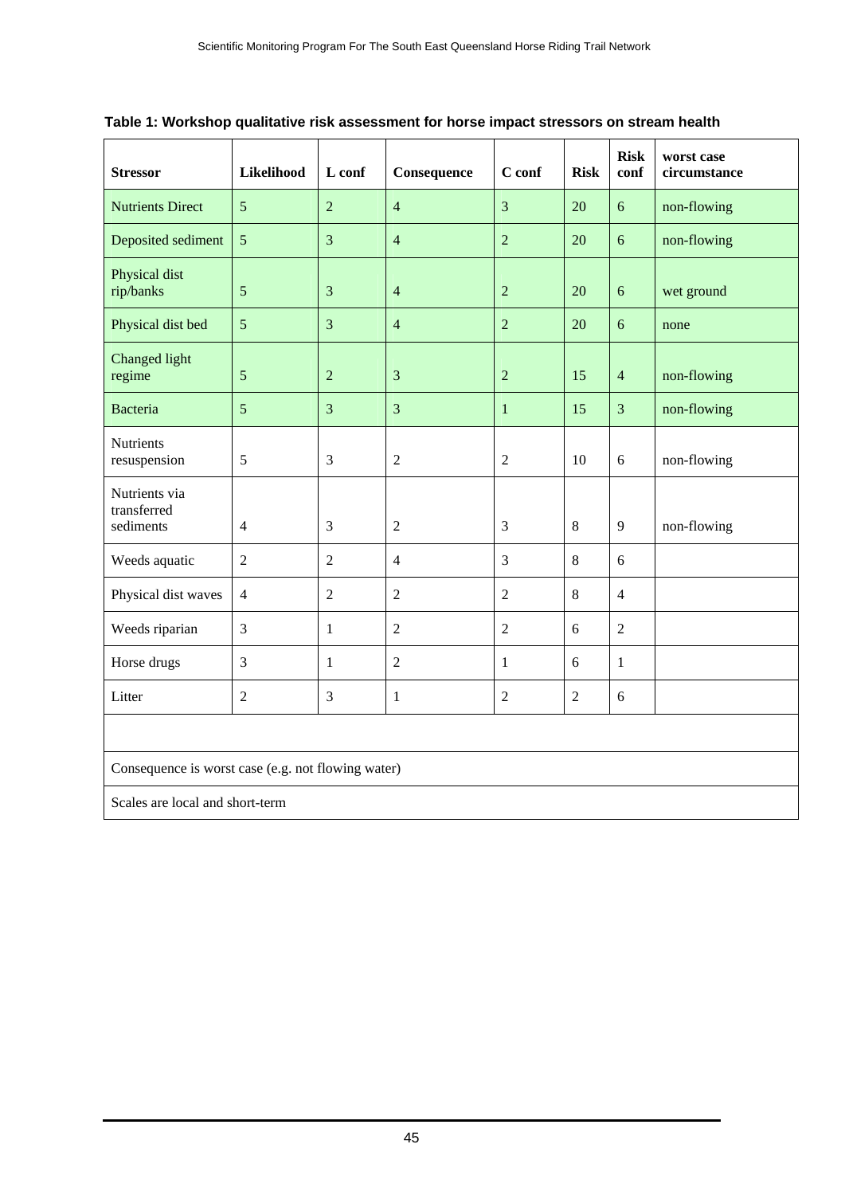**Table 1: Workshop qualitative risk assessment for horse impact stressors on stream health**

| Stressor | Likelihood | L conf | Consequence | C conf | Risk | Risk conf | worst case circumstance |
|---|---|---|---|---|---|---|---|
| Nutrients Direct | 5 | 2 | 4 | 3 | 20 | 6 | non-flowing |
| Deposited sediment | 5 | 3 | 4 | 2 | 20 | 6 | non-flowing |
| Physical dist rip/banks | 5 | 3 | 4 | 2 | 20 | 6 | wet ground |
| Physical dist bed | 5 | 3 | 4 | 2 | 20 | 6 | none |
| Changed light regime | 5 | 2 | 3 | 2 | 15 | 4 | non-flowing |
| Bacteria | 5 | 3 | 3 | 1 | 15 | 3 | non-flowing |
| Nutrients resuspension | 5 | 3 | 2 | 2 | 10 | 6 | non-flowing |
| Nutrients via transferred sediments | 4 | 3 | 2 | 3 | 8 | 9 | non-flowing |
| Weeds aquatic | 2 | 2 | 4 | 3 | 8 | 6 | |
| Physical dist waves | 4 | 2 | 2 | 2 | 8 | 4 | |
| Weeds riparian | 3 | 1 | 2 | 2 | 6 | 2 | |
| Horse drugs | 3 | 1 | 2 | 1 | 6 | 1 | |
| Litter | 2 | 3 | 1 | 2 | 2 | 6 | |
| | | | | | | | |
| Consequence is worst case (e.g. not flowing water) | | | | | | | |
| Scales are local and short-term | | | | | | | |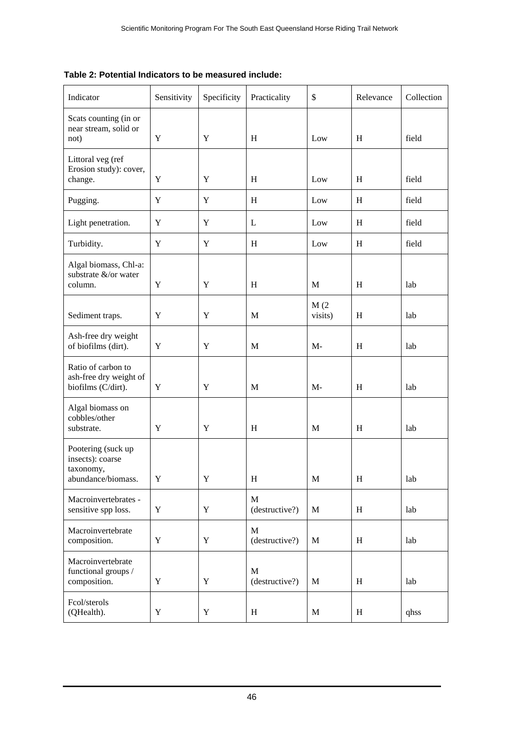**Table 2: Potential Indicators to be measured include:**

| Indicator | Sensitivity | Specificity | Practicality | $ | Relevance | Collection |
|---|---|---|---|---|---|---|
| Scats counting (in or near stream, solid or not) | Y | Y | H | Low | H | field |
| Littoral veg (ref Erosion study): cover, change. | Y | Y | H | Low | H | field |
| Pugging. | Y | Y | H | Low | H | field |
| Light penetration. | Y | Y | L | Low | H | field |
| Turbidity. | Y | Y | H | Low | H | field |
| Algal biomass, Chl-a: substrate &/or water column. | Y | Y | H | M | H | lab |
| Sediment traps. | Y | Y | M | M (2 visits) | H | lab |
| Ash-free dry weight of biofilms (dirt). | Y | Y | M | M- | H | lab |
| Ratio of carbon to ash-free dry weight of biofilms (C/dirt). | Y | Y | M | M- | H | lab |
| Algal biomass on cobbles/other substrate. | Y | Y | H | M | H | lab |
| Pootering (suck up insects): coarse taxonomy, abundance/biomass. | Y | Y | H | M | H | lab |
| Macroinvertebrates - sensitive spp loss. | Y | Y | M (destructive?) | M | H | lab |
| Macroinvertebrate composition. | Y | Y | M (destructive?) | M | H | lab |
| Macroinvertebrate functional groups / composition. | Y | Y | M (destructive?) | M | H | lab |
| Fcol/sterols (QHealth). | Y | Y | H | M | H | qhss |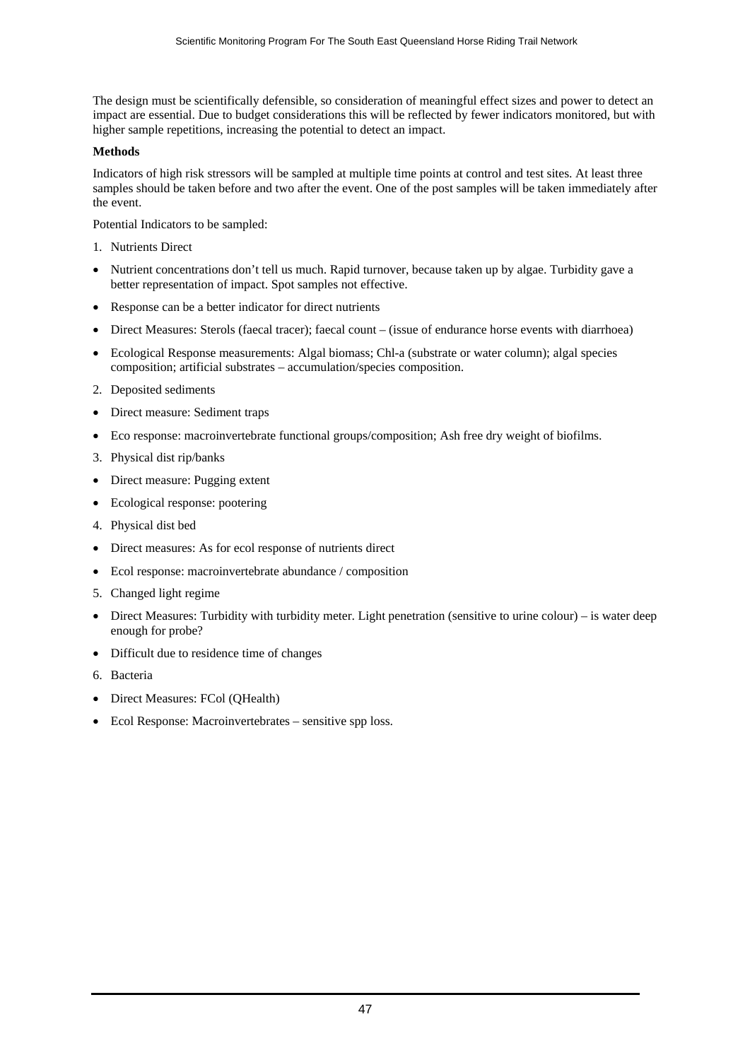The design must be scientifically defensible, so consideration of meaningful effect sizes and power to detect an impact are essential. Due to budget considerations this will be reflected by fewer indicators monitored, but with higher sample repetitions, increasing the potential to detect an impact.

**Methods**

Indicators of high risk stressors will be sampled at multiple time points at control and test sites. At least three samples should be taken before and two after the event. One of the post samples will be taken immediately after the event.

Potential Indicators to be sampled:

1. Nutrients Direct

- Nutrient concentrations don't tell us much. Rapid turnover, because taken up by algae. Turbidity gave a better representation of impact. Spot samples not effective.
- Response can be a better indicator for direct nutrients
- Direct Measures: Sterols (faecal tracer); faecal count – (issue of endurance horse events with diarrhoea)
- Ecological Response measurements: Algal biomass; Chl-a (substrate or water column); algal species composition; artificial substrates – accumulation/species composition.

2. Deposited sediments

- Direct measure: Sediment traps
- Eco response: macroinvertebrate functional groups/composition; Ash free dry weight of biofilms.

3. Physical dist rip/banks

- Direct measure: Pugging extent
- Ecological response: pootering

4. Physical dist bed

- Direct measures: As for ecol response of nutrients direct
- Ecol response: macroinvertebrate abundance / composition

5. Changed light regime

- Direct Measures: Turbidity with turbidity meter. Light penetration (sensitive to urine colour) – is water deep enough for probe?
- Difficult due to residence time of changes

6. Bacteria

- Direct Measures: FCol (QHealth)
- Ecol Response: Macroinvertebrates – sensitive spp loss.